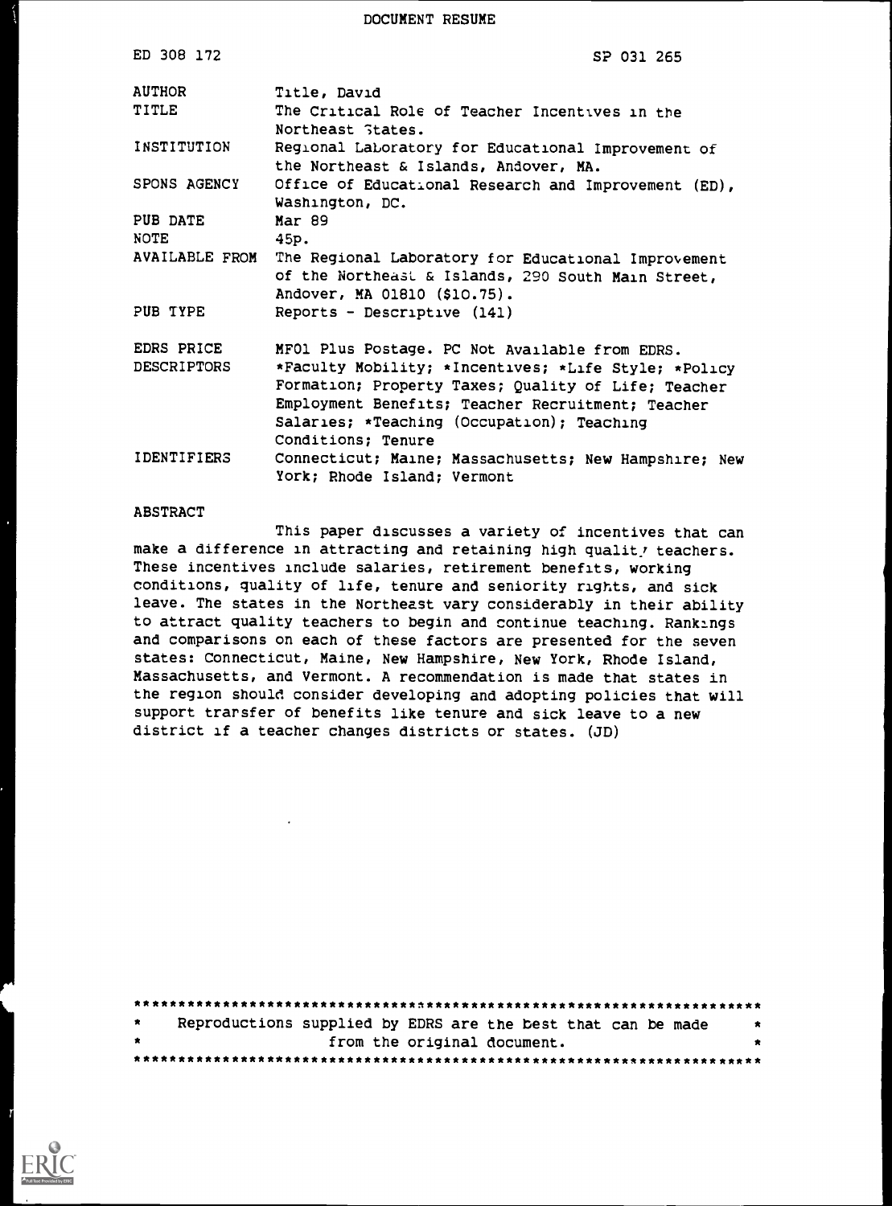DOCUMENT RESUME

| | |
|---|---|
| ED 308 172 | SP 031 265 |
| AUTHOR | Title, David |
| TITLE | The Critical Role of Teacher Incentives in the Northeast States. |
| INSTITUTION | Regional Laboratory for Educational Improvement of the Northeast & Islands, Andover, MA. |
| SPONS AGENCY | Office of Educational Research and Improvement (ED), Washington, DC. |
| PUB DATE | Mar 89 |
| NOTE | 45p. |
| AVAILABLE FROM | The Regional Laboratory for Educational Improvement of the Northeast & Islands, 290 South Main Street, Andover, MA 01810 ($10.75). |
| PUB TYPE | Reports - Descriptive (141) |
| EDRS PRICE | MF01 Plus Postage. PC Not Available from EDRS. |
| DESCRIPTORS | *Faculty Mobility; *Incentives; *Life Style; *Policy Formation; Property Taxes; Quality of Life; Teacher Employment Benefits; Teacher Recruitment; Teacher Salaries; *Teaching (Occupation); Teaching Conditions; Tenure |
| IDENTIFIERS | Connecticut; Maine; Massachusetts; New Hampshire; New York; Rhode Island; Vermont |

ABSTRACT

This paper discusses a variety of incentives that can make a difference in attracting and retaining high quality teachers. These incentives include salaries, retirement benefits, working conditions, quality of life, tenure and seniority rights, and sick leave. The states in the Northeast vary considerably in their ability to attract quality teachers to begin and continue teaching. Rankings and comparisons on each of these factors are presented for the seven states: Connecticut, Maine, New Hampshire, New York, Rhode Island, Massachusetts, and Vermont. A recommendation is made that states in the region should consider developing and adopting policies that will support transfer of benefits like tenure and sick leave to a new district if a teacher changes districts or states. (JD)

***********************************************************************
* Reproductions supplied by EDRS are the best that can be made *
* from the original document. *
***********************************************************************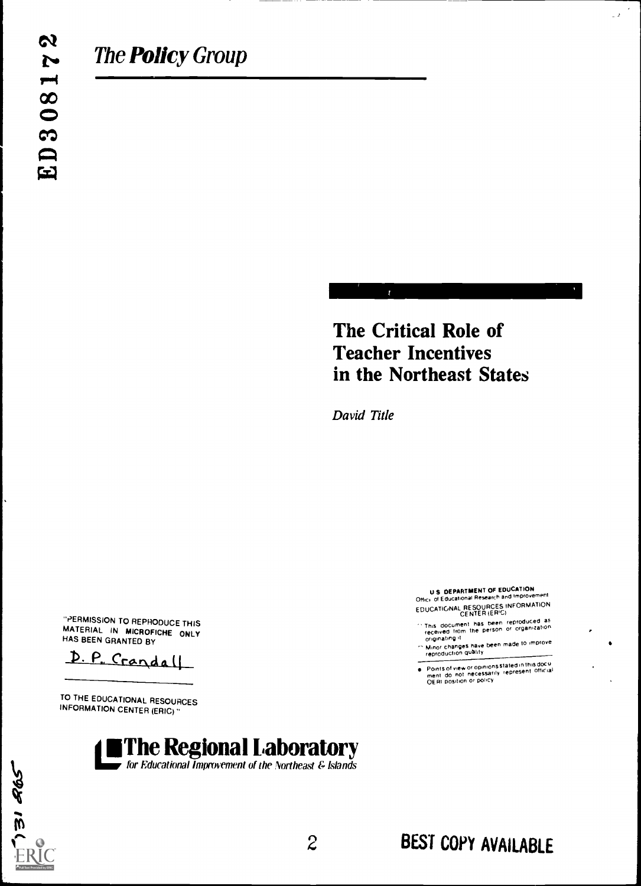ED308172

*The **Policy** Group*

# The Critical Role of Teacher Incentives in the Northeast States

*David Title*

"PERMISSION TO REPRODUCE THIS MATERIAL IN MICROFICHE ONLY HAS BEEN GRANTED BY

D. P. Crandall

TO THE EDUCATIONAL RESOURCES INFORMATION CENTER (ERIC)."

U.S. DEPARTMENT OF EDUCATION
Office of Educational Research and Improvement
EDUCATIONAL RESOURCES INFORMATION CENTER (ERIC)

- This document has been reproduced as received from the person or organization originating it
- Minor changes have been made to improve reproduction quality

- Points of view or opinions stated in this document do not necessarily represent official OERI position or policy

**The Regional Laboratory**
*for Educational Improvement of the Northeast & Islands*

BEST COPY AVAILABLE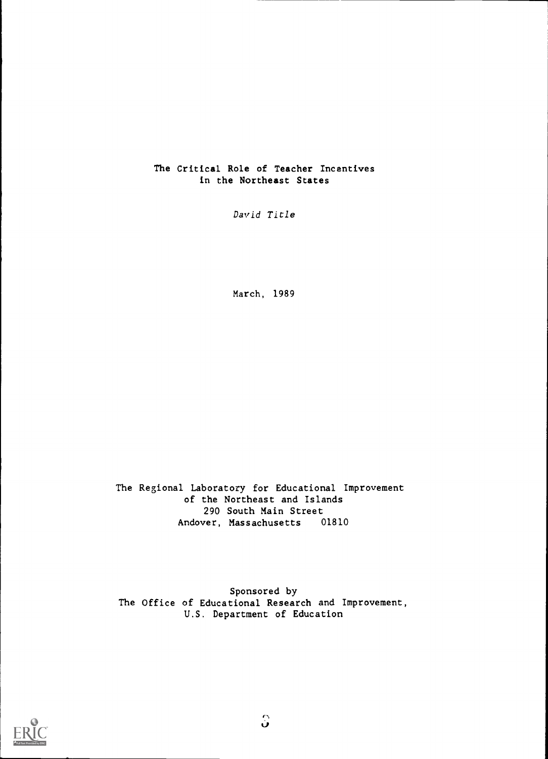# The Critical Role of Teacher Incentives in the Northeast States

*David Title*

March, 1989

The Regional Laboratory for Educational Improvement of the Northeast and Islands
290 South Main Street
Andover, Massachusetts 01810

Sponsored by
The Office of Educational Research and Improvement,
U.S. Department of Education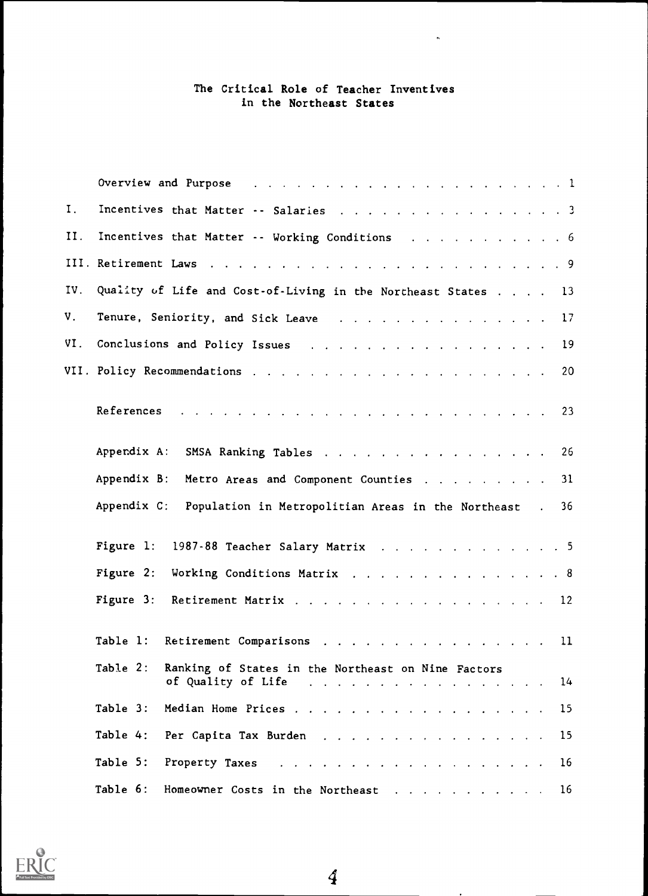# The Critical Role of Teacher Inventives in the Northeast States

| | | |
|---|---|---|
| | Overview and Purpose | 1 |
| I. | Incentives that Matter -- Salaries | 3 |
| II. | Incentives that Matter -- Working Conditions | 6 |
| III. | Retirement Laws | 9 |
| IV. | Quality of Life and Cost-of-Living in the Northeast States | 13 |
| V. | Tenure, Seniority, and Sick Leave | 17 |
| VI. | Conclusions and Policy Issues | 19 |
| VII. | Policy Recommendations | 20 |
| | References | 23 |
| | Appendix A: SMSA Ranking Tables | 26 |
| | Appendix B: Metro Areas and Component Counties | 31 |
| | Appendix C: Population in Metropolitan Areas in the Northeast | 36 |
| | Figure 1: 1987-88 Teacher Salary Matrix | 5 |
| | Figure 2: Working Conditions Matrix | 8 |
| | Figure 3: Retirement Matrix | 12 |
| | Table 1: Retirement Comparisons | 11 |
| | Table 2: Ranking of States in the Northeast on Nine Factors of Quality of Life | 14 |
| | Table 3: Median Home Prices | 15 |
| | Table 4: Per Capita Tax Burden | 15 |
| | Table 5: Property Taxes | 16 |
| | Table 6: Homeowner Costs in the Northeast | 16 |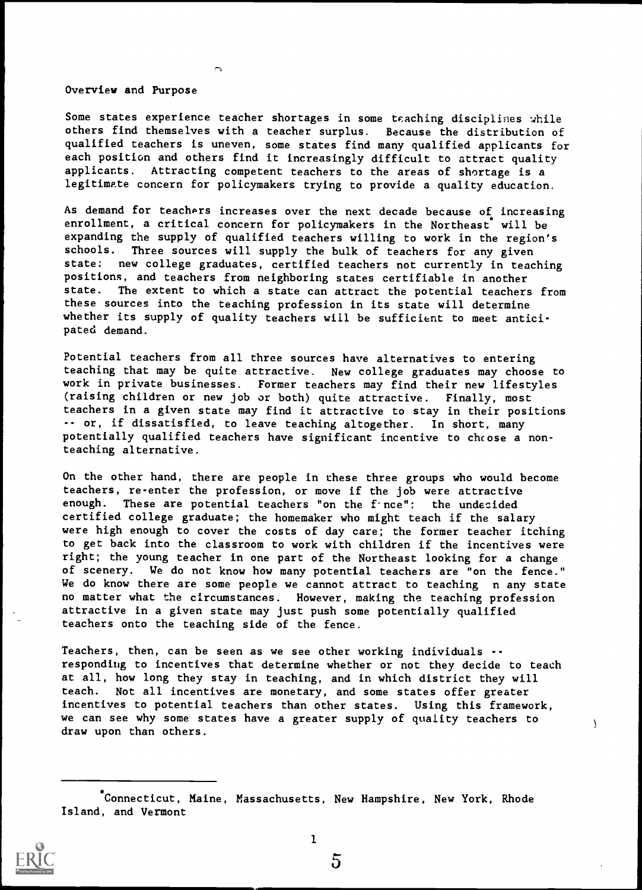## Overview and Purpose

Some states experience teacher shortages in some teaching disciplines while others find themselves with a teacher surplus. Because the distribution of qualified teachers is uneven, some states find many qualified applicants for each position and others find it increasingly difficult to attract quality applicants. Attracting competent teachers to the areas of shortage is a legitimate concern for policymakers trying to provide a quality education.

As demand for teachers increases over the next decade because of increasing enrollment, a critical concern for policymakers in the Northeast* will be expanding the supply of qualified teachers willing to work in the region's schools. Three sources will supply the bulk of teachers for any given state: new college graduates, certified teachers not currently in teaching positions, and teachers from neighboring states certifiable in another state. The extent to which a state can attract the potential teachers from these sources into the teaching profession in its state will determine whether its supply of quality teachers will be sufficient to meet anticipated demand.

Potential teachers from all three sources have alternatives to entering teaching that may be quite attractive. New college graduates may choose to work in private businesses. Former teachers may find their new lifestyles (raising children or new job or both) quite attractive. Finally, most teachers in a given state may find it attractive to stay in their positions -- or, if dissatisfied, to leave teaching altogether. In short, many potentially qualified teachers have significant incentive to choose a non-teaching alternative.

On the other hand, there are people in these three groups who would become teachers, re-enter the profession, or move if the job were attractive enough. These are potential teachers "on the fence": the undecided certified college graduate; the homemaker who might teach if the salary were high enough to cover the costs of day care; the former teacher itching to get back into the classroom to work with children if the incentives were right; the young teacher in one part of the Northeast looking for a change of scenery. We do not know how many potential teachers are "on the fence." We do know there are some people we cannot attract to teaching in any state no matter what the circumstances. However, making the teaching profession attractive in a given state may just push some potentially qualified teachers onto the teaching side of the fence.

Teachers, then, can be seen as we see other working individuals -- responding to incentives that determine whether or not they decide to teach at all, how long they stay in teaching, and in which district they will teach. Not all incentives are monetary, and some states offer greater incentives to potential teachers than other states. Using this framework, we can see why some states have a greater supply of quality teachers to draw upon than others.

---

*Connecticut, Maine, Massachusetts, New Hampshire, New York, Rhode Island, and Vermont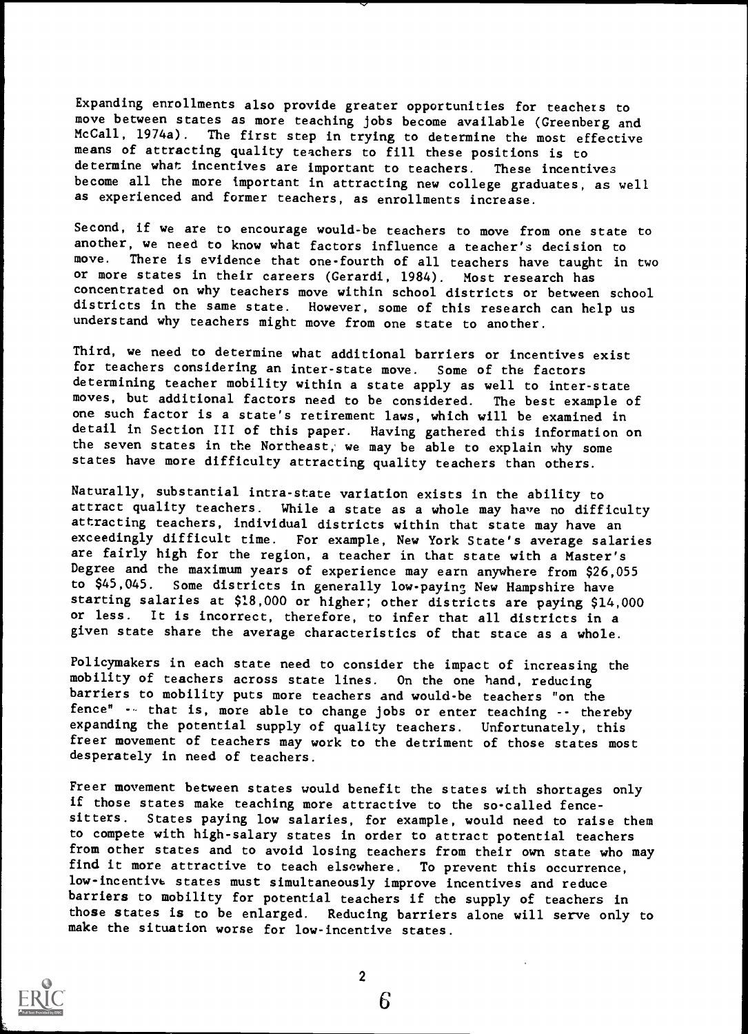Expanding enrollments also provide greater opportunities for teachers to move between states as more teaching jobs become available (Greenberg and McCall, 1974a). The first step in trying to determine the most effective means of attracting quality teachers to fill these positions is to determine what incentives are important to teachers. These incentives become all the more important in attracting new college graduates, as well as experienced and former teachers, as enrollments increase.

Second, if we are to encourage would-be teachers to move from one state to another, we need to know what factors influence a teacher's decision to move. There is evidence that one-fourth of all teachers have taught in two or more states in their careers (Gerardi, 1984). Most research has concentrated on why teachers move within school districts or between school districts in the same state. However, some of this research can help us understand why teachers might move from one state to another.

Third, we need to determine what additional barriers or incentives exist for teachers considering an inter-state move. Some of the factors determining teacher mobility within a state apply as well to inter-state moves, but additional factors need to be considered. The best example of one such factor is a state's retirement laws, which will be examined in detail in Section III of this paper. Having gathered this information on the seven states in the Northeast, we may be able to explain why some states have more difficulty attracting quality teachers than others.

Naturally, substantial intra-state variation exists in the ability to attract quality teachers. While a state as a whole may have no difficulty attracting teachers, individual districts within that state may have an exceedingly difficult time. For example, New York State's average salaries are fairly high for the region, a teacher in that state with a Master's Degree and the maximum years of experience may earn anywhere from $26,055 to $45,045. Some districts in generally low-paying New Hampshire have starting salaries at $18,000 or higher; other districts are paying $14,000 or less. It is incorrect, therefore, to infer that all districts in a given state share the average characteristics of that state as a whole.

Policymakers in each state need to consider the impact of increasing the mobility of teachers across state lines. On the one hand, reducing barriers to mobility puts more teachers and would-be teachers "on the fence" -- that is, more able to change jobs or enter teaching -- thereby expanding the potential supply of quality teachers. Unfortunately, this freer movement of teachers may work to the detriment of those states most desperately in need of teachers.

Freer movement between states would benefit the states with shortages only if those states make teaching more attractive to the so-called fence-sitters. States paying low salaries, for example, would need to raise them to compete with high-salary states in order to attract potential teachers from other states and to avoid losing teachers from their own state who may find it more attractive to teach elsewhere. To prevent this occurrence, low-incentive states must simultaneously improve incentives and reduce barriers to mobility for potential teachers if the supply of teachers in those states is to be enlarged. Reducing barriers alone will serve only to make the situation worse for low-incentive states.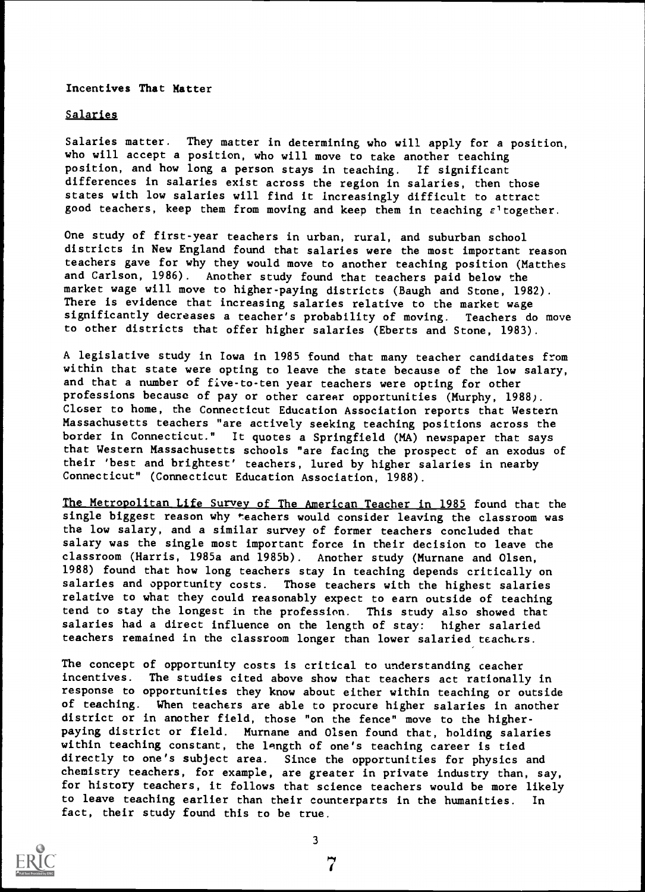## Incentives That Matter

### Salaries

Salaries matter. They matter in determining who will apply for a position, who will accept a position, who will move to take another teaching position, and how long a person stays in teaching. If significant differences in salaries exist across the region in salaries, then those states with low salaries will find it increasingly difficult to attract good teachers, keep them from moving and keep them in teaching altogether.

One study of first-year teachers in urban, rural, and suburban school districts in New England found that salaries were the most important reason teachers gave for why they would move to another teaching position (Matthes and Carlson, 1986). Another study found that teachers paid below the market wage will move to higher-paying districts (Baugh and Stone, 1982). There is evidence that increasing salaries relative to the market wage significantly decreases a teacher's probability of moving. Teachers do move to other districts that offer higher salaries (Eberts and Stone, 1983).

A legislative study in Iowa in 1985 found that many teacher candidates from within that state were opting to leave the state because of the low salary, and that a number of five-to-ten year teachers were opting for other professions because of pay or other career opportunities (Murphy, 1988). Closer to home, the Connecticut Education Association reports that Western Massachusetts teachers "are actively seeking teaching positions across the border in Connecticut." It quotes a Springfield (MA) newspaper that says that Western Massachusetts schools "are facing the prospect of an exodus of their 'best and brightest' teachers, lured by higher salaries in nearby Connecticut" (Connecticut Education Association, 1988).

The Metropolitan Life Survey of The American Teacher in 1985 found that the single biggest reason why teachers would consider leaving the classroom was the low salary, and a similar survey of former teachers concluded that salary was the single most important force in their decision to leave the classroom (Harris, 1985a and 1985b). Another study (Murnane and Olsen, 1988) found that how long teachers stay in teaching depends critically on salaries and opportunity costs. Those teachers with the highest salaries relative to what they could reasonably expect to earn outside of teaching tend to stay the longest in the profession. This study also showed that salaries had a direct influence on the length of stay: higher salaried teachers remained in the classroom longer than lower salaried teachers.

The concept of opportunity costs is critical to understanding teacher incentives. The studies cited above show that teachers act rationally in response to opportunities they know about either within teaching or outside of teaching. When teachers are able to procure higher salaries in another district or in another field, those "on the fence" move to the higher-paying district or field. Murnane and Olsen found that, holding salaries within teaching constant, the length of one's teaching career is tied directly to one's subject area. Since the opportunities for physics and chemistry teachers, for example, are greater in private industry than, say, for history teachers, it follows that science teachers would be more likely to leave teaching earlier than their counterparts in the humanities. In fact, their study found this to be true.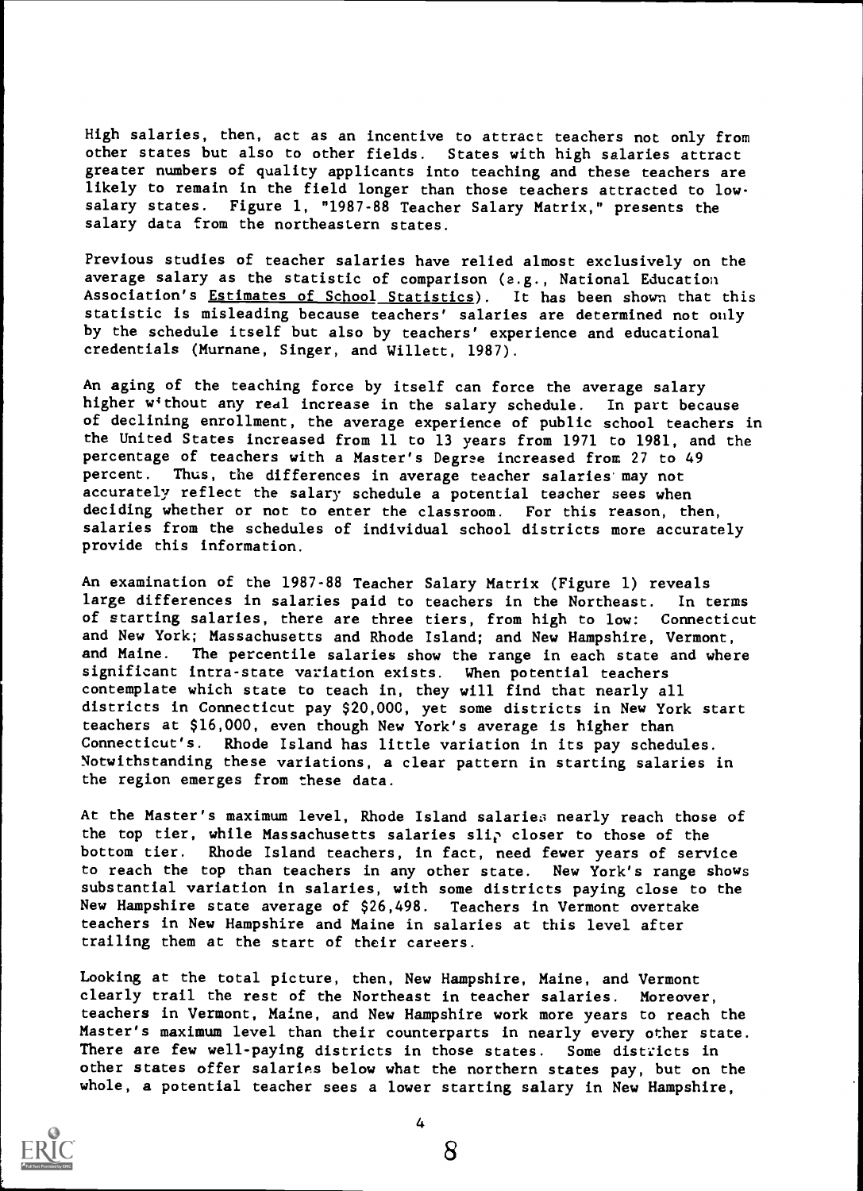High salaries, then, act as an incentive to attract teachers not only from other states but also to other fields. States with high salaries attract greater numbers of quality applicants into teaching and these teachers are likely to remain in the field longer than those teachers attracted to low-salary states. Figure 1, "1987-88 Teacher Salary Matrix," presents the salary data from the northeastern states.

Previous studies of teacher salaries have relied almost exclusively on the average salary as the statistic of comparison (e.g., National Education Association's Estimates of School Statistics). It has been shown that this statistic is misleading because teachers' salaries are determined not only by the schedule itself but also by teachers' experience and educational credentials (Murnane, Singer, and Willett, 1987).

An aging of the teaching force by itself can force the average salary higher without any real increase in the salary schedule. In part because of declining enrollment, the average experience of public school teachers in the United States increased from 11 to 13 years from 1971 to 1981, and the percentage of teachers with a Master's Degree increased from 27 to 49 percent. Thus, the differences in average teacher salaries may not accurately reflect the salary schedule a potential teacher sees when deciding whether or not to enter the classroom. For this reason, then, salaries from the schedules of individual school districts more accurately provide this information.

An examination of the 1987-88 Teacher Salary Matrix (Figure 1) reveals large differences in salaries paid to teachers in the Northeast. In terms of starting salaries, there are three tiers, from high to low: Connecticut and New York; Massachusetts and Rhode Island; and New Hampshire, Vermont, and Maine. The percentile salaries show the range in each state and where significant intra-state variation exists. When potential teachers contemplate which state to teach in, they will find that nearly all districts in Connecticut pay $20,000, yet some districts in New York start teachers at $16,000, even though New York's average is higher than Connecticut's. Rhode Island has little variation in its pay schedules. Notwithstanding these variations, a clear pattern in starting salaries in the region emerges from these data.

At the Master's maximum level, Rhode Island salaries nearly reach those of the top tier, while Massachusetts salaries slip closer to those of the bottom tier. Rhode Island teachers, in fact, need fewer years of service to reach the top than teachers in any other state. New York's range shows substantial variation in salaries, with some districts paying close to the New Hampshire state average of $26,498. Teachers in Vermont overtake teachers in New Hampshire and Maine in salaries at this level after trailing them at the start of their careers.

Looking at the total picture, then, New Hampshire, Maine, and Vermont clearly trail the rest of the Northeast in teacher salaries. Moreover, teachers in Vermont, Maine, and New Hampshire work more years to reach the Master's maximum level than their counterparts in nearly every other state. There are few well-paying districts in those states. Some districts in other states offer salaries below what the northern states pay, but on the whole, a potential teacher sees a lower starting salary in New Hampshire,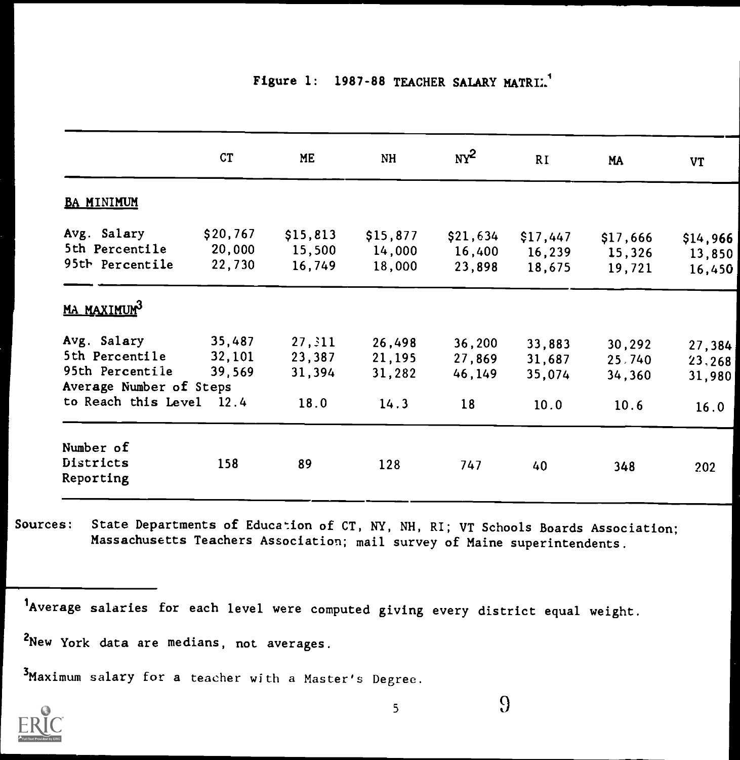Figure 1: 1987-88 TEACHER SALARY MATRIX[1]

| | CT | ME | NH | NY[2] | RI | MA | VT |
|---|---|---|---|---|---|---|---|
| **BA MINIMUM** | | | | | | | |
| Avg. Salary | $20,767 | $15,813 | $15,877 | $21,634 | $17,447 | $17,666 | $14,966 |
| 5th Percentile | 20,000 | 15,500 | 14,000 | 16,400 | 16,239 | 15,326 | 13,850 |
| 95th Percentile | 22,730 | 16,749 | 18,000 | 23,898 | 18,675 | 19,721 | 16,450 |
| **MA MAXIMUM[3]** | | | | | | | |
| Avg. Salary | 35,487 | 27,311 | 26,498 | 36,200 | 33,883 | 30,292 | 27,384 |
| 5th Percentile | 32,101 | 23,387 | 21,195 | 27,869 | 31,687 | 25,740 | 23,268 |
| 95th Percentile | 39,569 | 31,394 | 31,282 | 46,149 | 35,074 | 34,360 | 31,980 |
| Average Number of Steps to Reach this Level | 12.4 | 18.0 | 14.3 | 18 | 10.0 | 10.6 | 16.0 |
| Number of Districts Reporting | 158 | 89 | 128 | 747 | 40 | 348 | 202 |

Sources: State Departments of Education of CT, NY, NH, RI; VT Schools Boards Association; Massachusetts Teachers Association; mail survey of Maine superintendents.

[1] Average salaries for each level were computed giving every district equal weight.

[2] New York data are medians, not averages.

[3] Maximum salary for a teacher with a Master's Degree.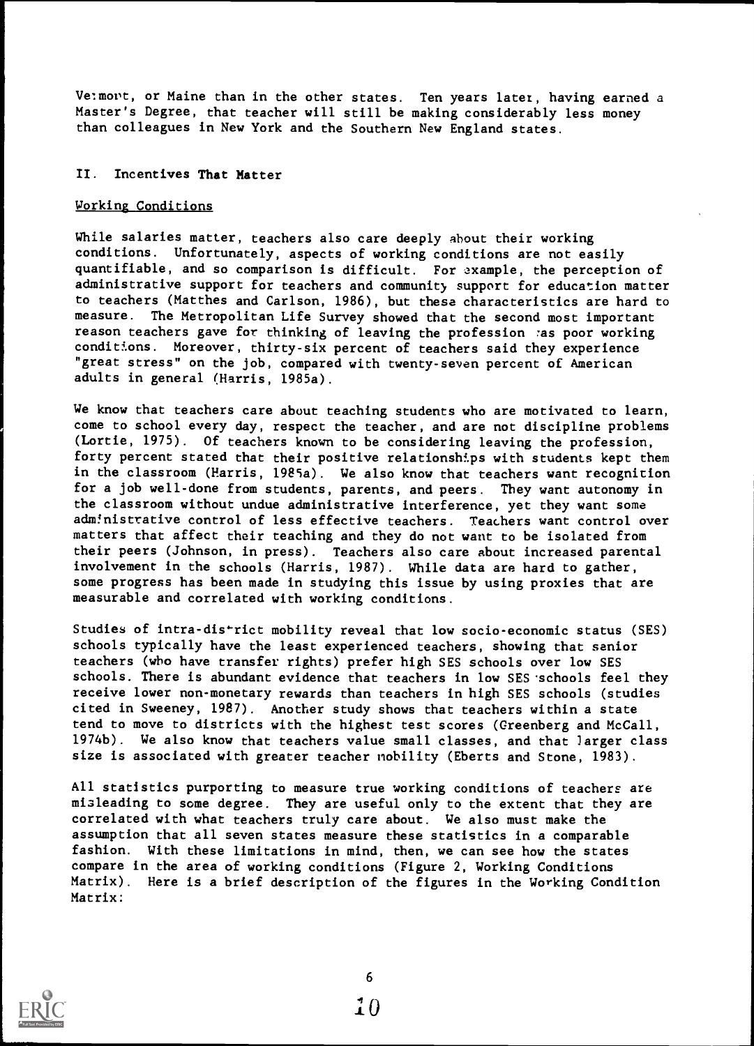Vermont, or Maine than in the other states. Ten years later, having earned a Master's Degree, that teacher will still be making considerably less money than colleagues in New York and the Southern New England states.

## II. Incentives That Matter

### Working Conditions

While salaries matter, teachers also care deeply about their working conditions. Unfortunately, aspects of working conditions are not easily quantifiable, and so comparison is difficult. For example, the perception of administrative support for teachers and community support for education matter to teachers (Matthes and Carlson, 1986), but these characteristics are hard to measure. The Metropolitan Life Survey showed that the second most important reason teachers gave for thinking of leaving the profession was poor working conditions. Moreover, thirty-six percent of teachers said they experience "great stress" on the job, compared with twenty-seven percent of American adults in general (Harris, 1985a).

We know that teachers care about teaching students who are motivated to learn, come to school every day, respect the teacher, and are not discipline problems (Lortie, 1975). Of teachers known to be considering leaving the profession, forty percent stated that their positive relationships with students kept them in the classroom (Harris, 1985a). We also know that teachers want recognition for a job well-done from students, parents, and peers. They want autonomy in the classroom without undue administrative interference, yet they want some administrative control of less effective teachers. Teachers want control over matters that affect their teaching and they do not want to be isolated from their peers (Johnson, in press). Teachers also care about increased parental involvement in the schools (Harris, 1987). While data are hard to gather, some progress has been made in studying this issue by using proxies that are measurable and correlated with working conditions.

Studies of intra-district mobility reveal that low socio-economic status (SES) schools typically have the least experienced teachers, showing that senior teachers (who have transfer rights) prefer high SES schools over low SES schools. There is abundant evidence that teachers in low SES schools feel they receive lower non-monetary rewards than teachers in high SES schools (studies cited in Sweeney, 1987). Another study shows that teachers within a state tend to move to districts with the highest test scores (Greenberg and McCall, 1974b). We also know that teachers value small classes, and that larger class size is associated with greater teacher mobility (Eberts and Stone, 1983).

All statistics purporting to measure true working conditions of teachers are misleading to some degree. They are useful only to the extent that they are correlated with what teachers truly care about. We also must make the assumption that all seven states measure these statistics in a comparable fashion. With these limitations in mind, then, we can see how the states compare in the area of working conditions (Figure 2, Working Conditions Matrix). Here is a brief description of the figures in the Working Condition Matrix: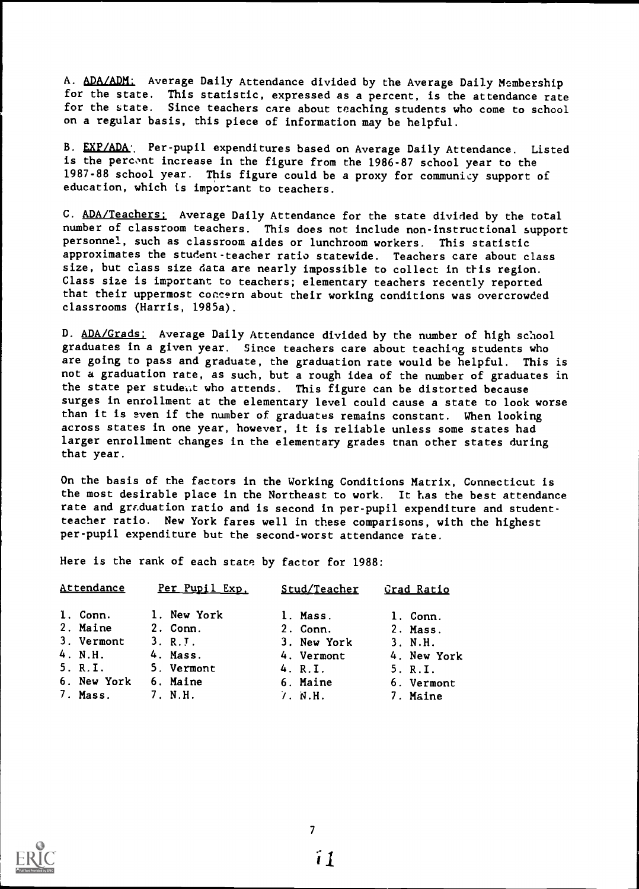A. <u>ADA/ADM:</u> Average Daily Attendance divided by the Average Daily Membership for the state. This statistic, expressed as a percent, is the attendance rate for the state. Since teachers care about teaching students who come to school on a regular basis, this piece of information may be helpful.

B. <u>EXP/ADA</u>: Per-pupil expenditures based on Average Daily Attendance. Listed is the percent increase in the figure from the 1986-87 school year to the 1987-88 school year. This figure could be a proxy for community support of education, which is important to teachers.

C. <u>ADA/Teachers:</u> Average Daily Attendance for the state divided by the total number of classroom teachers. This does not include non-instructional support personnel, such as classroom aides or lunchroom workers. This statistic approximates the student-teacher ratio statewide. Teachers care about class size, but class size data are nearly impossible to collect in this region. Class size is important to teachers; elementary teachers recently reported that their uppermost concern about their working conditions was overcrowded classrooms (Harris, 1985a).

D. <u>ADA/Grads:</u> Average Daily Attendance divided by the number of high school graduates in a given year. Since teachers care about teaching students who are going to pass and graduate, the graduation rate would be helpful. This is not a graduation rate, as such, but a rough idea of the number of graduates in the state per student who attends. This figure can be distorted because surges in enrollment at the elementary level could cause a state to look worse than it is even if the number of graduates remains constant. When looking across states in one year, however, it is reliable unless some states had larger enrollment changes in the elementary grades than other states during that year.

On the basis of the factors in the Working Conditions Matrix, Connecticut is the most desirable place in the Northeast to work. It has the best attendance rate and graduation ratio and is second in per-pupil expenditure and student-teacher ratio. New York fares well in these comparisons, with the highest per-pupil expenditure but the second-worst attendance rate.

Here is the rank of each state by factor for 1988:

| Attendance | Per Pupil Exp. | Stud/Teacher | Grad Ratio |
|---|---|---|---|
| 1. Conn. | 1. New York | 1. Mass. | 1. Conn. |
| 2. Maine | 2. Conn. | 2. Conn. | 2. Mass. |
| 3. Vermont | 3. R.I. | 3. New York | 3. N.H. |
| 4. N.H. | 4. Mass. | 4. Vermont | 4. New York |
| 5. R.I. | 5. Vermont | 4. R.I. | 5. R.I. |
| 6. New York | 6. Maine | 6. Maine | 6. Vermont |
| 7. Mass. | 7. N.H. | 7. N.H. | 7. Maine |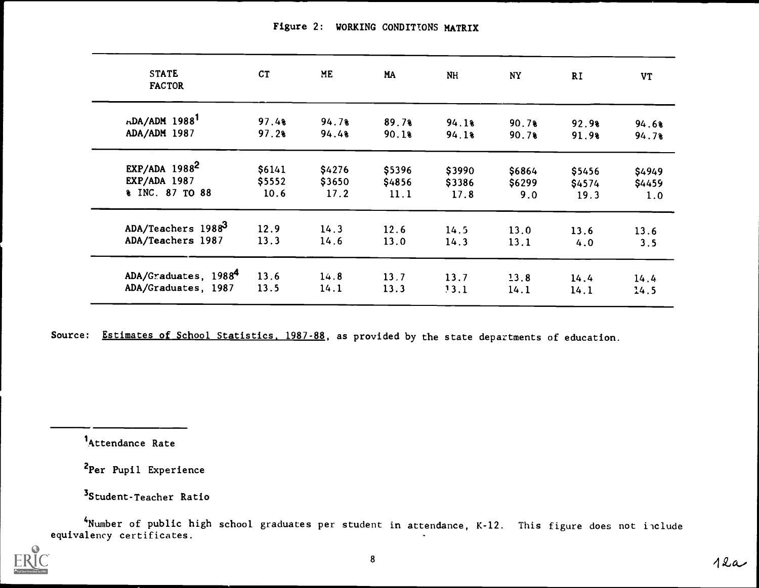Figure 2: WORKING CONDITIONS MATRIX

| STATE FACTOR | CT | ME | MA | NH | NY | RI | VT |
|---|---|---|---|---|---|---|---|
| ADA/ADM 1988[1] | 97.4% | 94.7% | 89.7% | 94.1% | 90.7% | 92.9% | 94.6% |
| ADA/ADM 1987 | 97.2% | 94.4% | 90.1% | 94.1% | 90.7% | 91.9% | 94.7% |
| EXP/ADA 1988[2] | $6141 | $4276 | $5396 | $3990 | $6864 | $5456 | $4949 |
| EXP/ADA 1987 | $5552 | $3650 | $4856 | $3386 | $6299 | $4574 | $4459 |
| % INC. 87 TO 88 | 10.6 | 17.2 | 11.1 | 17.8 | 9.0 | 19.3 | 1.0 |
| ADA/Teachers 1988[3] | 12.9 | 14.3 | 12.6 | 14.5 | 13.0 | 13.6 | 13.6 |
| ADA/Teachers 1987 | 13.3 | 14.6 | 13.0 | 14.3 | 13.1 | 4.0 | 3.5 |
| ADA/Graduates, 1988[4] | 13.6 | 14.8 | 13.7 | 13.7 | 13.8 | 14.4 | 14.4 |
| ADA/Graduates, 1987 | 13.5 | 14.1 | 13.3 | 13.1 | 14.1 | 14.1 | 14.5 |

Source: Estimates of School Statistics, 1987-88, as provided by the state departments of education.

[1]Attendance Rate

[2]Per Pupil Experience

[3]Student-Teacher Ratio

[4]Number of public high school graduates per student in attendance, K-12. This figure does not include equivalency certificates.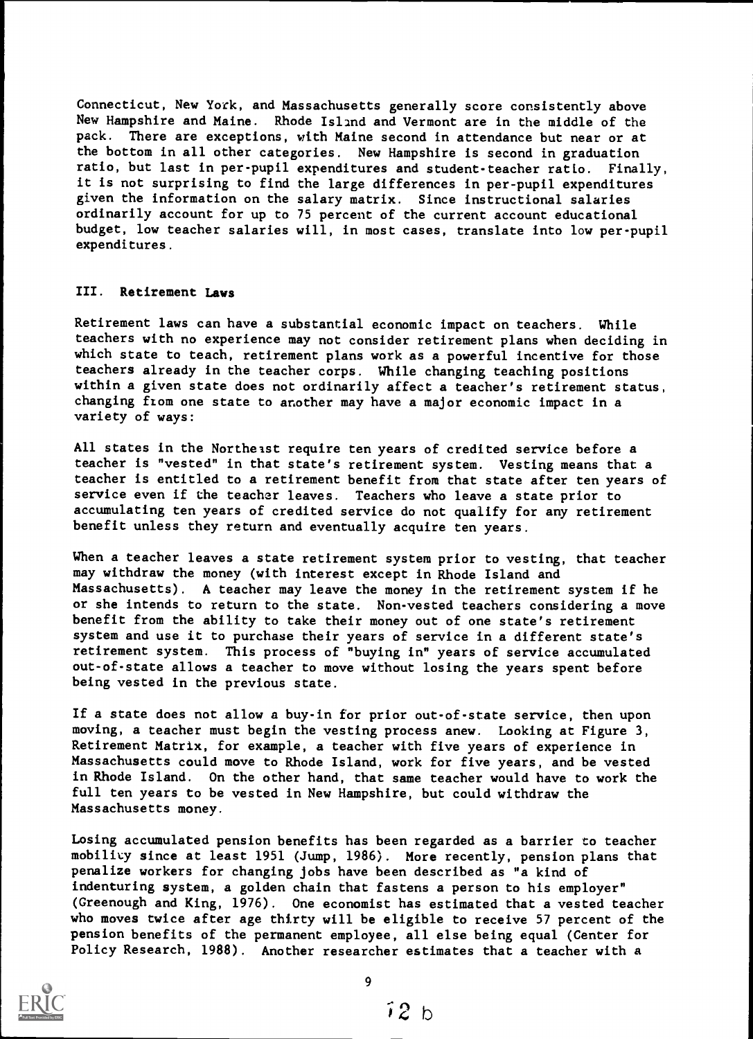Connecticut, New York, and Massachusetts generally score consistently above New Hampshire and Maine. Rhode Island and Vermont are in the middle of the pack. There are exceptions, with Maine second in attendance but near or at the bottom in all other categories. New Hampshire is second in graduation ratio, but last in per-pupil expenditures and student-teacher ratio. Finally, it is not surprising to find the large differences in per-pupil expenditures given the information on the salary matrix. Since instructional salaries ordinarily account for up to 75 percent of the current account educational budget, low teacher salaries will, in most cases, translate into low per-pupil expenditures.

## III. Retirement Laws

Retirement laws can have a substantial economic impact on teachers. While teachers with no experience may not consider retirement plans when deciding in which state to teach, retirement plans work as a powerful incentive for those teachers already in the teacher corps. While changing teaching positions within a given state does not ordinarily affect a teacher's retirement status, changing from one state to another may have a major economic impact in a variety of ways:

All states in the Northeast require ten years of credited service before a teacher is "vested" in that state's retirement system. Vesting means that a teacher is entitled to a retirement benefit from that state after ten years of service even if the teacher leaves. Teachers who leave a state prior to accumulating ten years of credited service do not qualify for any retirement benefit unless they return and eventually acquire ten years.

When a teacher leaves a state retirement system prior to vesting, that teacher may withdraw the money (with interest except in Rhode Island and Massachusetts). A teacher may leave the money in the retirement system if he or she intends to return to the state. Non-vested teachers considering a move benefit from the ability to take their money out of one state's retirement system and use it to purchase their years of service in a different state's retirement system. This process of "buying in" years of service accumulated out-of-state allows a teacher to move without losing the years spent before being vested in the previous state.

If a state does not allow a buy-in for prior out-of-state service, then upon moving, a teacher must begin the vesting process anew. Looking at Figure 3, Retirement Matrix, for example, a teacher with five years of experience in Massachusetts could move to Rhode Island, work for five years, and be vested in Rhode Island. On the other hand, that same teacher would have to work the full ten years to be vested in New Hampshire, but could withdraw the Massachusetts money.

Losing accumulated pension benefits has been regarded as a barrier to teacher mobility since at least 1951 (Jump, 1986). More recently, pension plans that penalize workers for changing jobs have been described as "a kind of indenturing system, a golden chain that fastens a person to his employer" (Greenough and King, 1976). One economist has estimated that a vested teacher who moves twice after age thirty will be eligible to receive 57 percent of the pension benefits of the permanent employee, all else being equal (Center for Policy Research, 1988). Another researcher estimates that a teacher with a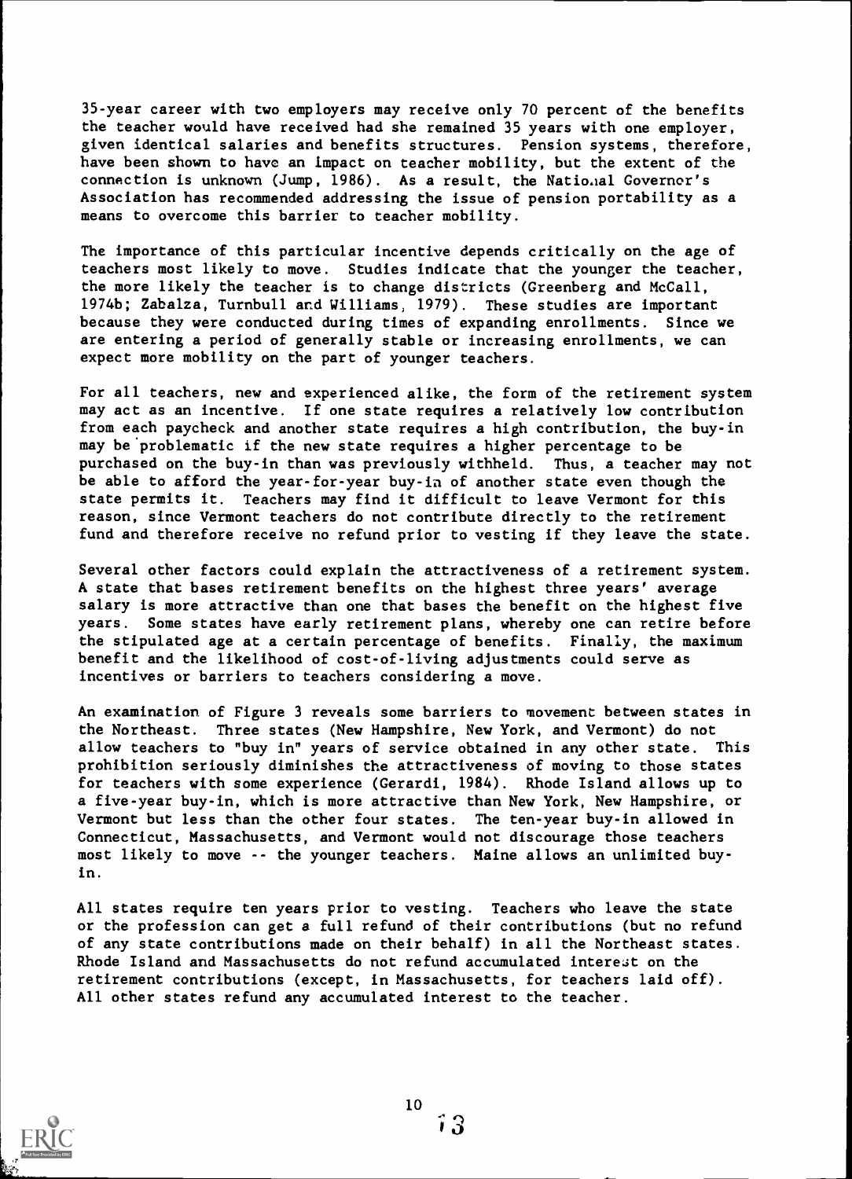35-year career with two employers may receive only 70 percent of the benefits the teacher would have received had she remained 35 years with one employer, given identical salaries and benefits structures. Pension systems, therefore, have been shown to have an impact on teacher mobility, but the extent of the connection is unknown (Jump, 1986). As a result, the National Governor's Association has recommended addressing the issue of pension portability as a means to overcome this barrier to teacher mobility.

The importance of this particular incentive depends critically on the age of teachers most likely to move. Studies indicate that the younger the teacher, the more likely the teacher is to change districts (Greenberg and McCall, 1974b; Zabalza, Turnbull and Williams, 1979). These studies are important because they were conducted during times of expanding enrollments. Since we are entering a period of generally stable or increasing enrollments, we can expect more mobility on the part of younger teachers.

For all teachers, new and experienced alike, the form of the retirement system may act as an incentive. If one state requires a relatively low contribution from each paycheck and another state requires a high contribution, the buy-in may be problematic if the new state requires a higher percentage to be purchased on the buy-in than was previously withheld. Thus, a teacher may not be able to afford the year-for-year buy-in of another state even though the state permits it. Teachers may find it difficult to leave Vermont for this reason, since Vermont teachers do not contribute directly to the retirement fund and therefore receive no refund prior to vesting if they leave the state.

Several other factors could explain the attractiveness of a retirement system. A state that bases retirement benefits on the highest three years' average salary is more attractive than one that bases the benefit on the highest five years. Some states have early retirement plans, whereby one can retire before the stipulated age at a certain percentage of benefits. Finally, the maximum benefit and the likelihood of cost-of-living adjustments could serve as incentives or barriers to teachers considering a move.

An examination of Figure 3 reveals some barriers to movement between states in the Northeast. Three states (New Hampshire, New York, and Vermont) do not allow teachers to "buy in" years of service obtained in any other state. This prohibition seriously diminishes the attractiveness of moving to those states for teachers with some experience (Gerardi, 1984). Rhode Island allows up to a five-year buy-in, which is more attractive than New York, New Hampshire, or Vermont but less than the other four states. The ten-year buy-in allowed in Connecticut, Massachusetts, and Vermont would not discourage those teachers most likely to move -- the younger teachers. Maine allows an unlimited buy-in.

All states require ten years prior to vesting. Teachers who leave the state or the profession can get a full refund of their contributions (but no refund of any state contributions made on their behalf) in all the Northeast states. Rhode Island and Massachusetts do not refund accumulated interest on the retirement contributions (except, in Massachusetts, for teachers laid off). All other states refund any accumulated interest to the teacher.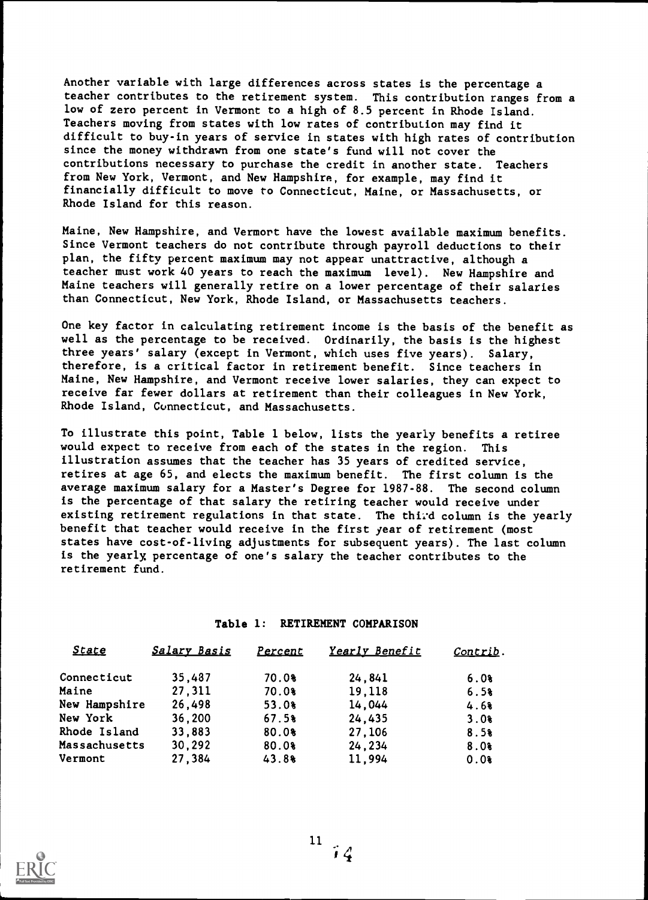Another variable with large differences across states is the percentage a teacher contributes to the retirement system. This contribution ranges from a low of zero percent in Vermont to a high of 8.5 percent in Rhode Island. Teachers moving from states with low rates of contribution may find it difficult to buy-in years of service in states with high rates of contribution since the money withdrawn from one state's fund will not cover the contributions necessary to purchase the credit in another state. Teachers from New York, Vermont, and New Hampshire, for example, may find it financially difficult to move to Connecticut, Maine, or Massachusetts, or Rhode Island for this reason.

Maine, New Hampshire, and Vermont have the lowest available maximum benefits. Since Vermont teachers do not contribute through payroll deductions to their plan, the fifty percent maximum may not appear unattractive, although a teacher must work 40 years to reach the maximum level). New Hampshire and Maine teachers will generally retire on a lower percentage of their salaries than Connecticut, New York, Rhode Island, or Massachusetts teachers.

One key factor in calculating retirement income is the basis of the benefit as well as the percentage to be received. Ordinarily, the basis is the highest three years' salary (except in Vermont, which uses five years). Salary, therefore, is a critical factor in retirement benefit. Since teachers in Maine, New Hampshire, and Vermont receive lower salaries, they can expect to receive far fewer dollars at retirement than their colleagues in New York, Rhode Island, Connecticut, and Massachusetts.

To illustrate this point, Table 1 below, lists the yearly benefits a retiree would expect to receive from each of the states in the region. This illustration assumes that the teacher has 35 years of credited service, retires at age 65, and elects the maximum benefit. The first column is the average maximum salary for a Master's Degree for 1987-88. The second column is the percentage of that salary the retiring teacher would receive under existing retirement regulations in that state. The third column is the yearly benefit that teacher would receive in the first year of retirement (most states have cost-of-living adjustments for subsequent years). The last column is the yearly percentage of one's salary the teacher contributes to the retirement fund.

**Table 1: RETIREMENT COMPARISON**

| *State* | *Salary Basis* | *Percent* | *Yearly Benefit* | *Contrib.* |
|---|---|---|---|---|
| Connecticut | 35,487 | 70.0% | 24,841 | 6.0% |
| Maine | 27,311 | 70.0% | 19,118 | 6.5% |
| New Hampshire | 26,498 | 53.0% | 14,044 | 4.6% |
| New York | 36,200 | 67.5% | 24,435 | 3.0% |
| Rhode Island | 33,883 | 80.0% | 27,106 | 8.5% |
| Massachusetts | 30,292 | 80.0% | 24,234 | 8.0% |
| Vermont | 27,384 | 43.8% | 11,994 | 0.0% |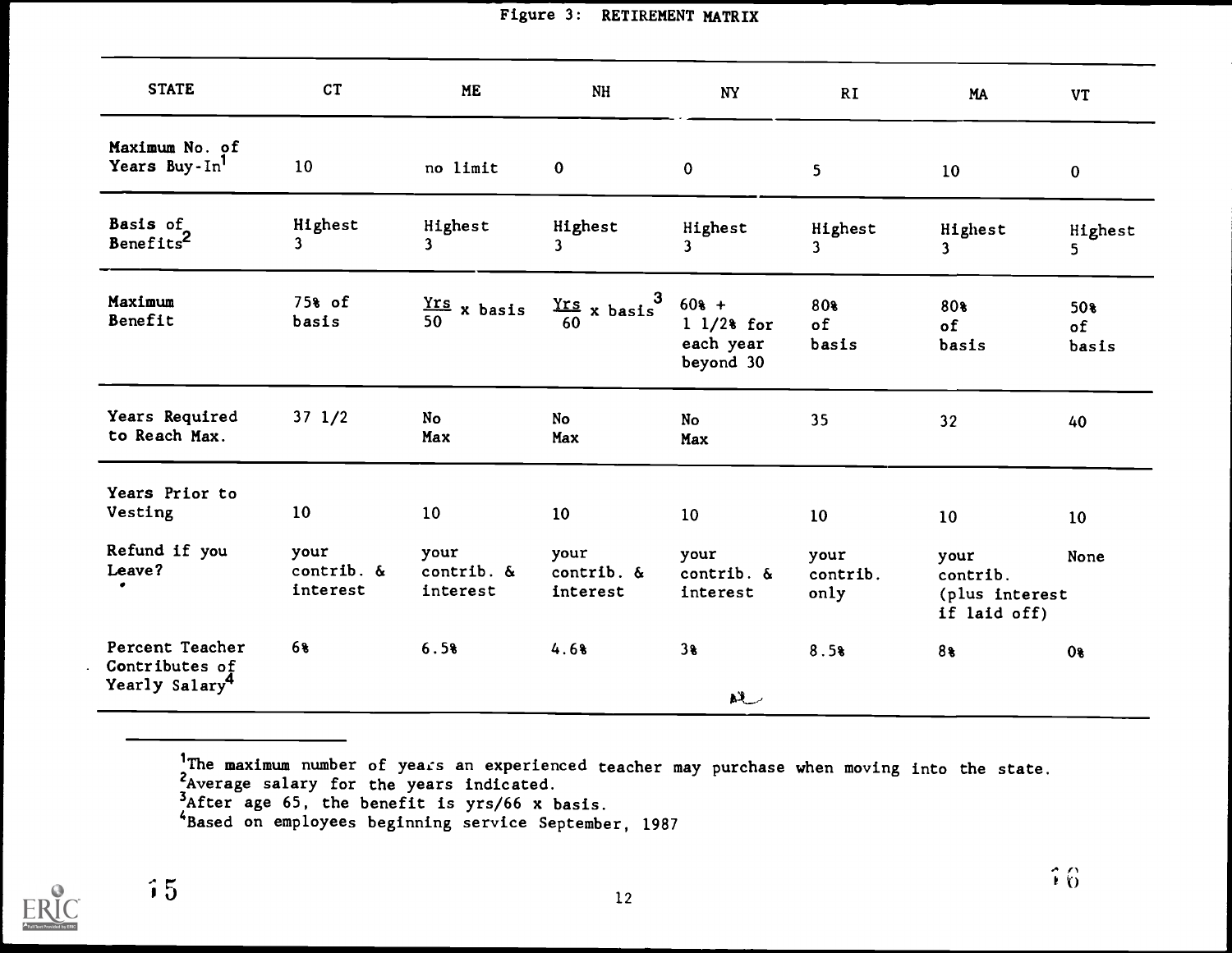## Figure 3: RETIREMENT MATRIX

| STATE | CT | ME | NH | NY | RI | MA | VT |
|---|---|---|---|---|---|---|---|
| Maximum No. of Years Buy-In[1] | 10 | no limit | 0 | 0 | 5 | 10 | 0 |
| Basis of Benefits[2] | Highest 3 | Highest 3 | Highest 3 | Highest 3 | Highest 3 | Highest 3 | Highest 5 |
| Maximum Benefit | 75% of basis | $\frac{Yrs}{50}$ x basis | $\frac{Yrs}{60}$ x basis[3] | 60% + 1 1/2% for each year beyond 30 | 80% of basis | 80% of basis | 50% of basis |
| Years Required to Reach Max. | 37 1/2 | No Max | No Max | No Max | 35 | 32 | 40 |
| Years Prior to Vesting | 10 | 10 | 10 | 10 | 10 | 10 | 10 |
| Refund if you Leave? | your contrib. & interest | your contrib. & interest | your contrib. & interest | your contrib. & interest | your contrib. only | your contrib. (plus interest if laid off) | None |
| Percent Teacher Contributes of Yearly Salary[4] | 6% | 6.5% | 4.6% | 3% | 8.5% | 8% | 0% |

[1] The maximum number of years an experienced teacher may purchase when moving into the state.
[2] Average salary for the years indicated.
[3] After age 65, the benefit is yrs/66 x basis.
[4] Based on employees beginning service September, 1987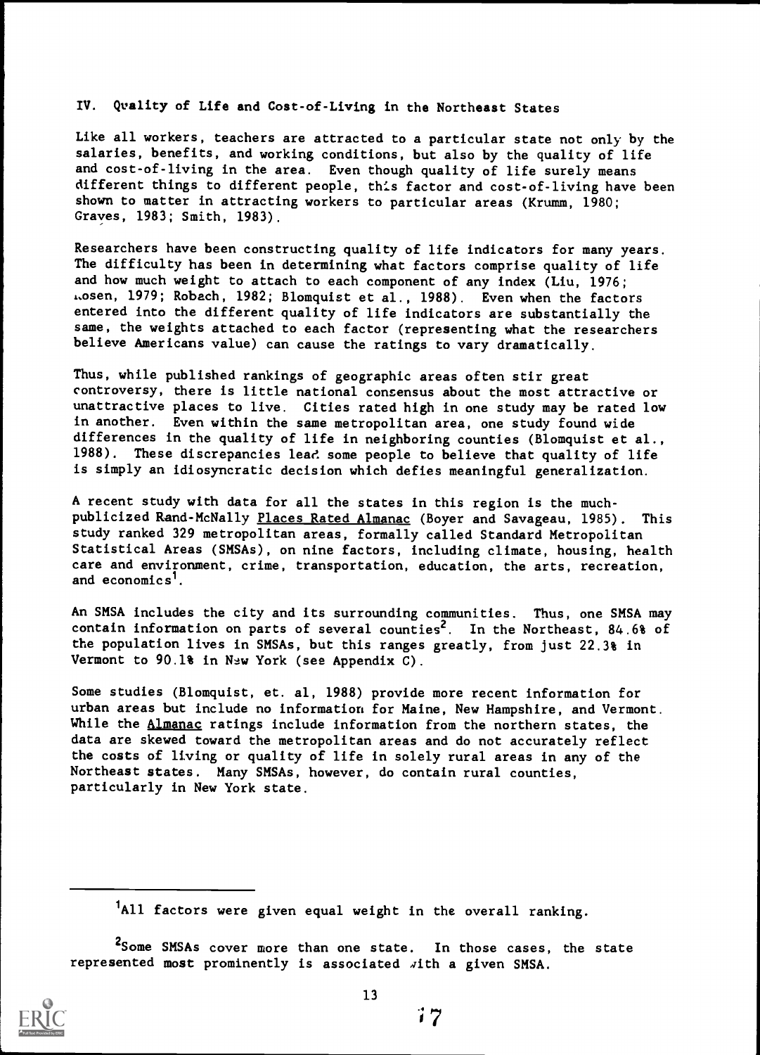## IV. Quality of Life and Cost-of-Living in the Northeast States

Like all workers, teachers are attracted to a particular state not only by the salaries, benefits, and working conditions, but also by the quality of life and cost-of-living in the area. Even though quality of life surely means different things to different people, this factor and cost-of-living have been shown to matter in attracting workers to particular areas (Krumm, 1980; Graves, 1983; Smith, 1983).

Researchers have been constructing quality of life indicators for many years. The difficulty has been in determining what factors comprise quality of life and how much weight to attach to each component of any index (Liu, 1976; Rosen, 1979; Robach, 1982; Blomquist et al., 1988). Even when the factors entered into the different quality of life indicators are substantially the same, the weights attached to each factor (representing what the researchers believe Americans value) can cause the ratings to vary dramatically.

Thus, while published rankings of geographic areas often stir great controversy, there is little national consensus about the most attractive or unattractive places to live. Cities rated high in one study may be rated low in another. Even within the same metropolitan area, one study found wide differences in the quality of life in neighboring counties (Blomquist et al., 1988). These discrepancies lead some people to believe that quality of life is simply an idiosyncratic decision which defies meaningful generalization.

A recent study with data for all the states in this region is the much-publicized Rand-McNally Places Rated Almanac (Boyer and Savageau, 1985). This study ranked 329 metropolitan areas, formally called Standard Metropolitan Statistical Areas (SMSAs), on nine factors, including climate, housing, health care and environment, crime, transportation, education, the arts, recreation, and economics[1].

An SMSA includes the city and its surrounding communities. Thus, one SMSA may contain information on parts of several counties[2]. In the Northeast, 84.6% of the population lives in SMSAs, but this ranges greatly, from just 22.3% in Vermont to 90.1% in New York (see Appendix C).

Some studies (Blomquist, et. al, 1988) provide more recent information for urban areas but include no information for Maine, New Hampshire, and Vermont. While the Almanac ratings include information from the northern states, the data are skewed toward the metropolitan areas and do not accurately reflect the costs of living or quality of life in solely rural areas in any of the Northeast states. Many SMSAs, however, do contain rural counties, particularly in New York state.

---

[1] All factors were given equal weight in the overall ranking.

[2] Some SMSAs cover more than one state. In those cases, the state represented most prominently is associated with a given SMSA.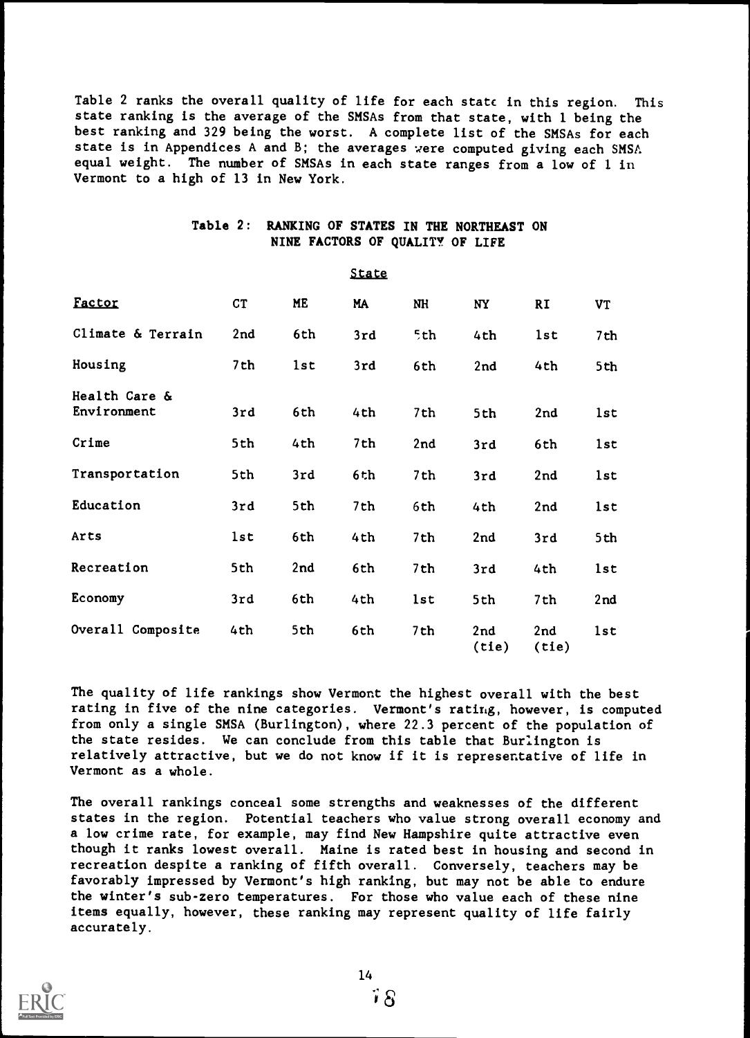Table 2 ranks the overall quality of life for each state in this region. This state ranking is the average of the SMSAs from that state, with 1 being the best ranking and 329 being the worst. A complete list of the SMSAs for each state is in Appendices A and B; the averages were computed giving each SMSA equal weight. The number of SMSAs in each state ranges from a low of 1 in Vermont to a high of 13 in New York.

**Table 2: RANKING OF STATES IN THE NORTHEAST ON NINE FACTORS OF QUALITY OF LIFE**

| Factor | CT | ME | MA | NH | NY | RI | VT |
|---|---|---|---|---|---|---|---|
| Climate & Terrain | 2nd | 6th | 3rd | 5th | 4th | 1st | 7th |
| Housing | 7th | 1st | 3rd | 6th | 2nd | 4th | 5th |
| Health Care & Environment | 3rd | 6th | 4th | 7th | 5th | 2nd | 1st |
| Crime | 5th | 4th | 7th | 2nd | 3rd | 6th | 1st |
| Transportation | 5th | 3rd | 6th | 7th | 3rd | 2nd | 1st |
| Education | 3rd | 5th | 7th | 6th | 4th | 2nd | 1st |
| Arts | 1st | 6th | 4th | 7th | 2nd | 3rd | 5th |
| Recreation | 5th | 2nd | 6th | 7th | 3rd | 4th | 1st |
| Economy | 3rd | 6th | 4th | 1st | 5th | 7th | 2nd |
| Overall Composite | 4th | 5th | 6th | 7th | 2nd (tie) | 2nd (tie) | 1st |

The quality of life rankings show Vermont the highest overall with the best rating in five of the nine categories. Vermont's rating, however, is computed from only a single SMSA (Burlington), where 22.3 percent of the population of the state resides. We can conclude from this table that Burlington is relatively attractive, but we do not know if it is representative of life in Vermont as a whole.

The overall rankings conceal some strengths and weaknesses of the different states in the region. Potential teachers who value strong overall economy and a low crime rate, for example, may find New Hampshire quite attractive even though it ranks lowest overall. Maine is rated best in housing and second in recreation despite a ranking of fifth overall. Conversely, teachers may be favorably impressed by Vermont's high ranking, but may not be able to endure the winter's sub-zero temperatures. For those who value each of these nine items equally, however, these ranking may represent quality of life fairly accurately.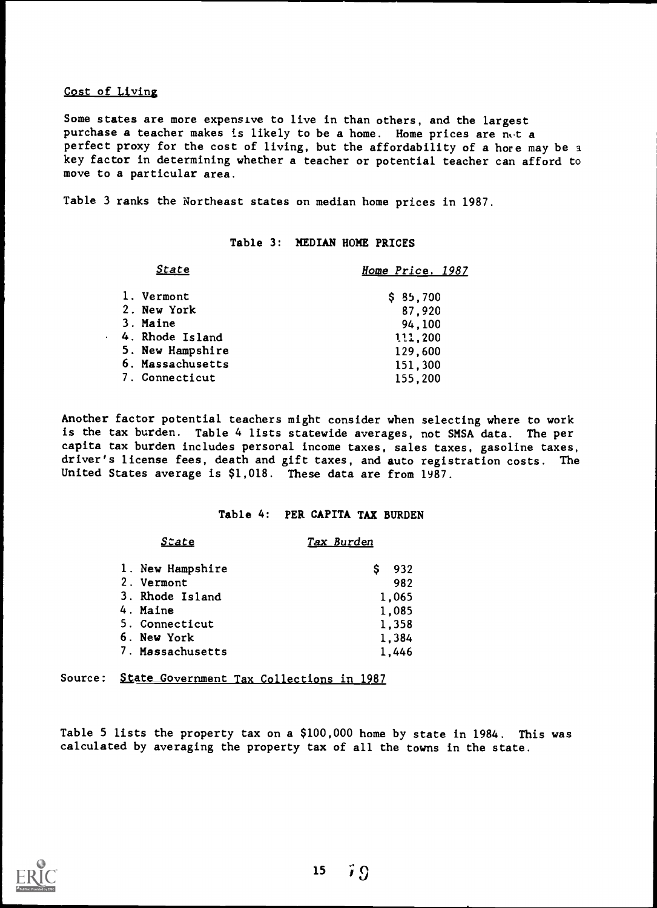Cost of Living

Some states are more expensive to live in than others, and the largest purchase a teacher makes is likely to be a home. Home prices are not a perfect proxy for the cost of living, but the affordability of a home may be a key factor in determining whether a teacher or potential teacher can afford to move to a particular area.

Table 3 ranks the Northeast states on median home prices in 1987.

**Table 3: MEDIAN HOME PRICES**

| *State* | *Home Price, 1987* |
|---|---|
| 1. Vermont | $ 85,700 |
| 2. New York | 87,920 |
| 3. Maine | 94,100 |
| 4. Rhode Island | 111,200 |
| 5. New Hampshire | 129,600 |
| 6. Massachusetts | 151,300 |
| 7. Connecticut | 155,200 |

Another factor potential teachers might consider when selecting where to work is the tax burden. Table 4 lists statewide averages, not SMSA data. The per capita tax burden includes personal income taxes, sales taxes, gasoline taxes, driver's license fees, death and gift taxes, and auto registration costs. The United States average is $1,018. These data are from 1987.

**Table 4: PER CAPITA TAX BURDEN**

| *State* | *Tax Burden* |
|---|---|
| 1. New Hampshire | $ 932 |
| 2. Vermont | 982 |
| 3. Rhode Island | 1,065 |
| 4. Maine | 1,085 |
| 5. Connecticut | 1,358 |
| 6. New York | 1,384 |
| 7. Massachusetts | 1,446 |

Source: State Government Tax Collections in 1987

Table 5 lists the property tax on a $100,000 home by state in 1984. This was calculated by averaging the property tax of all the towns in the state.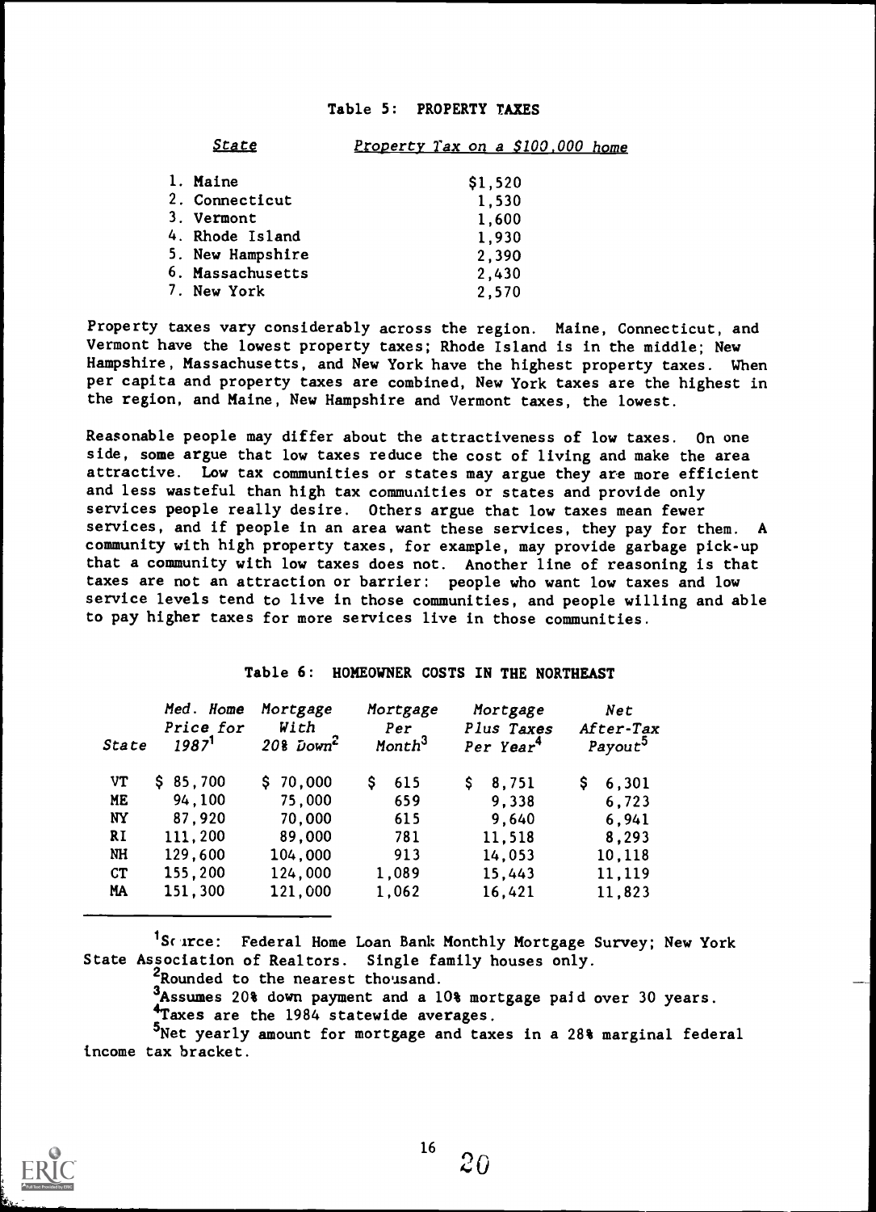### Table 5: PROPERTY TAXES

| *State* | *Property Tax on a $100,000 home* |
|---|---|
| 1. Maine | $1,520 |
| 2. Connecticut | 1,530 |
| 3. Vermont | 1,600 |
| 4. Rhode Island | 1,930 |
| 5. New Hampshire | 2,390 |
| 6. Massachusetts | 2,430 |
| 7. New York | 2,570 |

Property taxes vary considerably across the region. Maine, Connecticut, and Vermont have the lowest property taxes; Rhode Island is in the middle; New Hampshire, Massachusetts, and New York have the highest property taxes. When per capita and property taxes are combined, New York taxes are the highest in the region, and Maine, New Hampshire and Vermont taxes, the lowest.

Reasonable people may differ about the attractiveness of low taxes. On one side, some argue that low taxes reduce the cost of living and make the area attractive. Low tax communities or states may argue they are more efficient and less wasteful than high tax communities or states and provide only services people really desire. Others argue that low taxes mean fewer services, and if people in an area want these services, they pay for them. A community with high property taxes, for example, may provide garbage pick-up that a community with low taxes does not. Another line of reasoning is that taxes are not an attraction or barrier: people who want low taxes and low service levels tend to live in those communities, and people willing and able to pay higher taxes for more services live in those communities.

### Table 6: HOMEOWNER COSTS IN THE NORTHEAST

| *State* | *Med. Home Price for 1987*[1] | *Mortgage With 20% Down*[2] | *Mortgage Per Month*[3] | *Mortgage Plus Taxes Per Year*[4] | *Net After-Tax Payout*[5] |
|---|---|---|---|---|---|
| VT | $ 85,700 | $ 70,000 | $ 615 | $ 8,751 | $ 6,301 |
| ME | 94,100 | 75,000 | 659 | 9,338 | 6,723 |
| NY | 87,920 | 70,000 | 615 | 9,640 | 6,941 |
| RI | 111,200 | 89,000 | 781 | 11,518 | 8,293 |
| NH | 129,600 | 104,000 | 913 | 14,053 | 10,118 |
| CT | 155,200 | 124,000 | 1,089 | 15,443 | 11,119 |
| MA | 151,300 | 121,000 | 1,062 | 16,421 | 11,823 |

[1] Source: Federal Home Loan Bank Monthly Mortgage Survey; New York State Association of Realtors. Single family houses only.

[2] Rounded to the nearest thousand.

[3] Assumes 20% down payment and a 10% mortgage paid over 30 years.

[4] Taxes are the 1984 statewide averages.

[5] Net yearly amount for mortgage and taxes in a 28% marginal federal income tax bracket.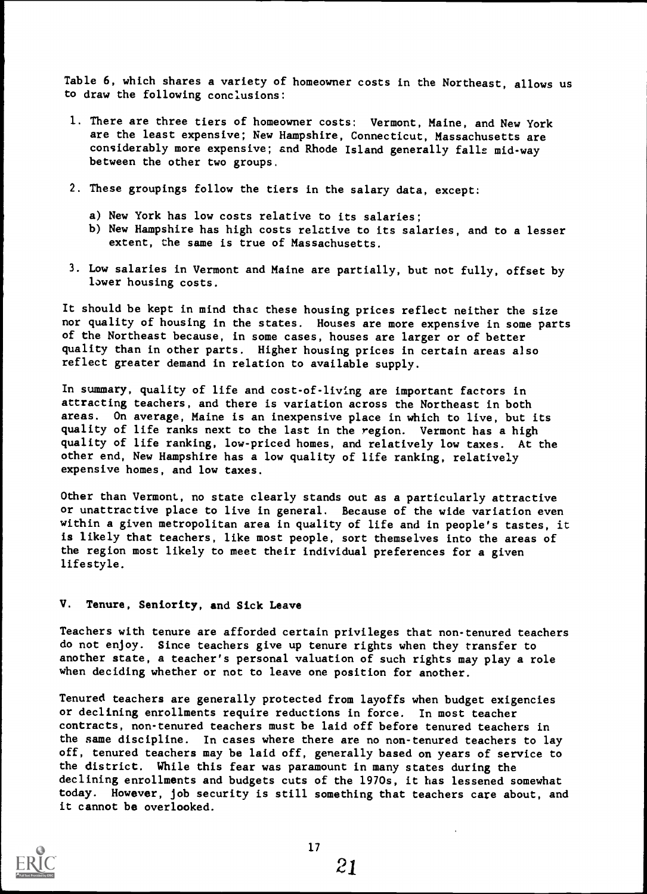Table 6, which shares a variety of homeowner costs in the Northeast, allows us to draw the following conclusions:

1. There are three tiers of homeowner costs: Vermont, Maine, and New York are the least expensive; New Hampshire, Connecticut, Massachusetts are considerably more expensive; and Rhode Island generally falls mid-way between the other two groups.

2. These groupings follow the tiers in the salary data, except:

   a) New York has low costs relative to its salaries;
   b) New Hampshire has high costs relative to its salaries, and to a lesser extent, the same is true of Massachusetts.

3. Low salaries in Vermont and Maine are partially, but not fully, offset by lower housing costs.

It should be kept in mind that these housing prices reflect neither the size nor quality of housing in the states. Houses are more expensive in some parts of the Northeast because, in some cases, houses are larger or of better quality than in other parts. Higher housing prices in certain areas also reflect greater demand in relation to available supply.

In summary, quality of life and cost-of-living are important factors in attracting teachers, and there is variation across the Northeast in both areas. On average, Maine is an inexpensive place in which to live, but its quality of life ranks next to the last in the region. Vermont has a high quality of life ranking, low-priced homes, and relatively low taxes. At the other end, New Hampshire has a low quality of life ranking, relatively expensive homes, and low taxes.

Other than Vermont, no state clearly stands out as a particularly attractive or unattractive place to live in general. Because of the wide variation even within a given metropolitan area in quality of life and in people's tastes, it is likely that teachers, like most people, sort themselves into the areas of the region most likely to meet their individual preferences for a given lifestyle.

## V. Tenure, Seniority, and Sick Leave

Teachers with tenure are afforded certain privileges that non-tenured teachers do not enjoy. Since teachers give up tenure rights when they transfer to another state, a teacher's personal valuation of such rights may play a role when deciding whether or not to leave one position for another.

Tenured teachers are generally protected from layoffs when budget exigencies or declining enrollments require reductions in force. In most teacher contracts, non-tenured teachers must be laid off before tenured teachers in the same discipline. In cases where there are no non-tenured teachers to lay off, tenured teachers may be laid off, generally based on years of service to the district. While this fear was paramount in many states during the declining enrollments and budgets cuts of the 1970s, it has lessened somewhat today. However, job security is still something that teachers care about, and it cannot be overlooked.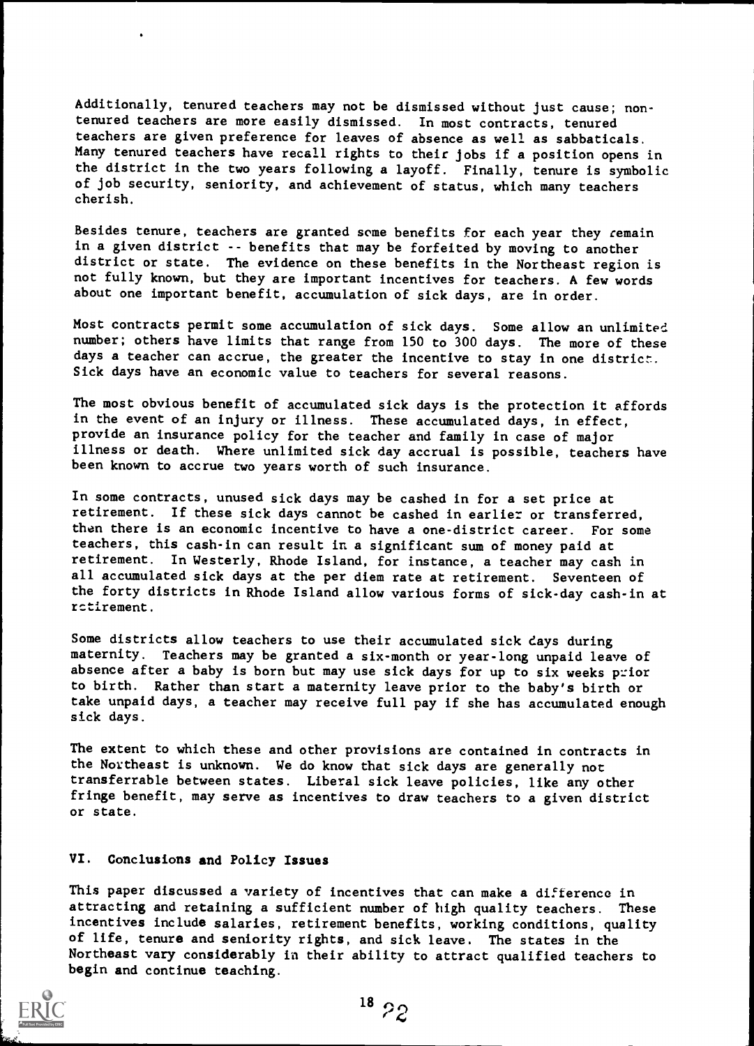Additionally, tenured teachers may not be dismissed without just cause; non-tenured teachers are more easily dismissed. In most contracts, tenured teachers are given preference for leaves of absence as well as sabbaticals. Many tenured teachers have recall rights to their jobs if a position opens in the district in the two years following a layoff. Finally, tenure is symbolic of job security, seniority, and achievement of status, which many teachers cherish.

Besides tenure, teachers are granted some benefits for each year they remain in a given district -- benefits that may be forfeited by moving to another district or state. The evidence on these benefits in the Northeast region is not fully known, but they are important incentives for teachers. A few words about one important benefit, accumulation of sick days, are in order.

Most contracts permit some accumulation of sick days. Some allow an unlimited number; others have limits that range from 150 to 300 days. The more of these days a teacher can accrue, the greater the incentive to stay in one district. Sick days have an economic value to teachers for several reasons.

The most obvious benefit of accumulated sick days is the protection it affords in the event of an injury or illness. These accumulated days, in effect, provide an insurance policy for the teacher and family in case of major illness or death. Where unlimited sick day accrual is possible, teachers have been known to accrue two years worth of such insurance.

In some contracts, unused sick days may be cashed in for a set price at retirement. If these sick days cannot be cashed in earlier or transferred, then there is an economic incentive to have a one-district career. For some teachers, this cash-in can result in a significant sum of money paid at retirement. In Westerly, Rhode Island, for instance, a teacher may cash in all accumulated sick days at the per diem rate at retirement. Seventeen of the forty districts in Rhode Island allow various forms of sick-day cash-in at retirement.

Some districts allow teachers to use their accumulated sick days during maternity. Teachers may be granted a six-month or year-long unpaid leave of absence after a baby is born but may use sick days for up to six weeks prior to birth. Rather than start a maternity leave prior to the baby's birth or take unpaid days, a teacher may receive full pay if she has accumulated enough sick days.

The extent to which these and other provisions are contained in contracts in the Northeast is unknown. We do know that sick days are generally not transferrable between states. Liberal sick leave policies, like any other fringe benefit, may serve as incentives to draw teachers to a given district or state.

## VI. Conclusions and Policy Issues

This paper discussed a variety of incentives that can make a difference in attracting and retaining a sufficient number of high quality teachers. These incentives include salaries, retirement benefits, working conditions, quality of life, tenure and seniority rights, and sick leave. The states in the Northeast vary considerably in their ability to attract qualified teachers to begin and continue teaching.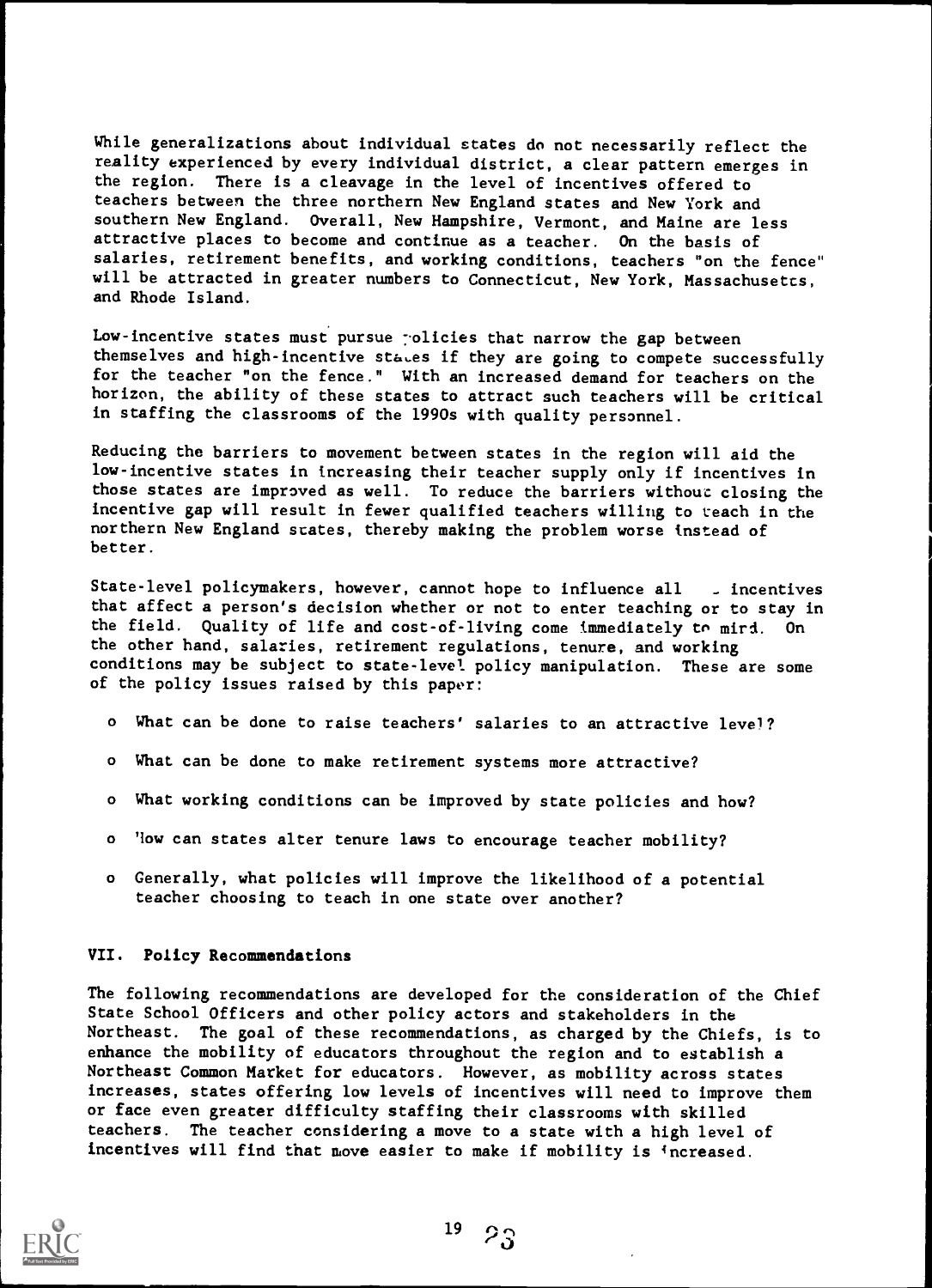While generalizations about individual states do not necessarily reflect the reality experienced by every individual district, a clear pattern emerges in the region. There is a cleavage in the level of incentives offered to teachers between the three northern New England states and New York and southern New England. Overall, New Hampshire, Vermont, and Maine are less attractive places to become and continue as a teacher. On the basis of salaries, retirement benefits, and working conditions, teachers "on the fence" will be attracted in greater numbers to Connecticut, New York, Massachusetts, and Rhode Island.

Low-incentive states must pursue policies that narrow the gap between themselves and high-incentive states if they are going to compete successfully for the teacher "on the fence." With an increased demand for teachers on the horizon, the ability of these states to attract such teachers will be critical in staffing the classrooms of the 1990s with quality personnel.

Reducing the barriers to movement between states in the region will aid the low-incentive states in increasing their teacher supply only if incentives in those states are improved as well. To reduce the barriers without closing the incentive gap will result in fewer qualified teachers willing to teach in the northern New England states, thereby making the problem worse instead of better.

State-level policymakers, however, cannot hope to influence all incentives that affect a person's decision whether or not to enter teaching or to stay in the field. Quality of life and cost-of-living come immediately to mind. On the other hand, salaries, retirement regulations, tenure, and working conditions may be subject to state-level policy manipulation. These are some of the policy issues raised by this paper:

- What can be done to raise teachers' salaries to an attractive level?
- What can be done to make retirement systems more attractive?
- What working conditions can be improved by state policies and how?
- How can states alter tenure laws to encourage teacher mobility?
- Generally, what policies will improve the likelihood of a potential teacher choosing to teach in one state over another?

## VII. Policy Recommendations

The following recommendations are developed for the consideration of the Chief State School Officers and other policy actors and stakeholders in the Northeast. The goal of these recommendations, as charged by the Chiefs, is to enhance the mobility of educators throughout the region and to establish a Northeast Common Market for educators. However, as mobility across states increases, states offering low levels of incentives will need to improve them or face even greater difficulty staffing their classrooms with skilled teachers. The teacher considering a move to a state with a high level of incentives will find that move easier to make if mobility is increased.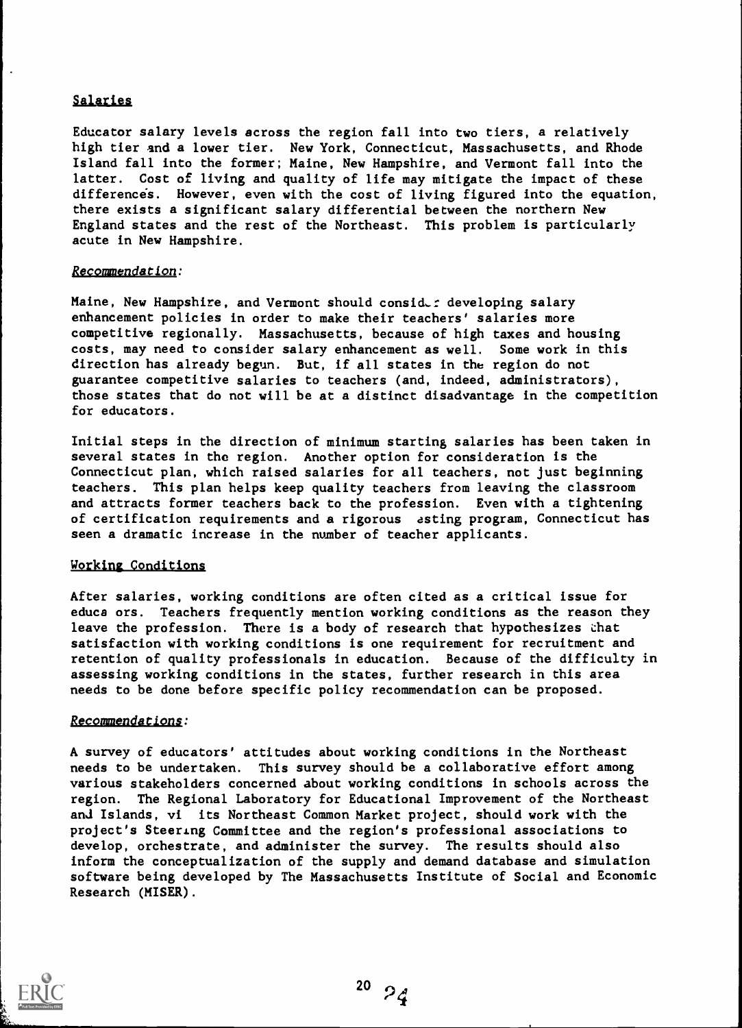## Salaries

Educator salary levels across the region fall into two tiers, a relatively high tier and a lower tier. New York, Connecticut, Massachusetts, and Rhode Island fall into the former; Maine, New Hampshire, and Vermont fall into the latter. Cost of living and quality of life may mitigate the impact of these differences. However, even with the cost of living figured into the equation, there exists a significant salary differential between the northern New England states and the rest of the Northeast. This problem is particularly acute in New Hampshire.

### *Recommendation:*

Maine, New Hampshire, and Vermont should consider developing salary enhancement policies in order to make their teachers' salaries more competitive regionally. Massachusetts, because of high taxes and housing costs, may need to consider salary enhancement as well. Some work in this direction has already begun. But, if all states in the region do not guarantee competitive salaries to teachers (and, indeed, administrators), those states that do not will be at a distinct disadvantage in the competition for educators.

Initial steps in the direction of minimum starting salaries has been taken in several states in the region. Another option for consideration is the Connecticut plan, which raised salaries for all teachers, not just beginning teachers. This plan helps keep quality teachers from leaving the classroom and attracts former teachers back to the profession. Even with a tightening of certification requirements and a rigorous testing program, Connecticut has seen a dramatic increase in the number of teacher applicants.

## Working Conditions

After salaries, working conditions are often cited as a critical issue for educators. Teachers frequently mention working conditions as the reason they leave the profession. There is a body of research that hypothesizes that satisfaction with working conditions is one requirement for recruitment and retention of quality professionals in education. Because of the difficulty in assessing working conditions in the states, further research in this area needs to be done before specific policy recommendation can be proposed.

### *Recommendations:*

A survey of educators' attitudes about working conditions in the Northeast needs to be undertaken. This survey should be a collaborative effort among various stakeholders concerned about working conditions in schools across the region. The Regional Laboratory for Educational Improvement of the Northeast and Islands, via its Northeast Common Market project, should work with the project's Steering Committee and the region's professional associations to develop, orchestrate, and administer the survey. The results should also inform the conceptualization of the supply and demand database and simulation software being developed by The Massachusetts Institute of Social and Economic Research (MISER).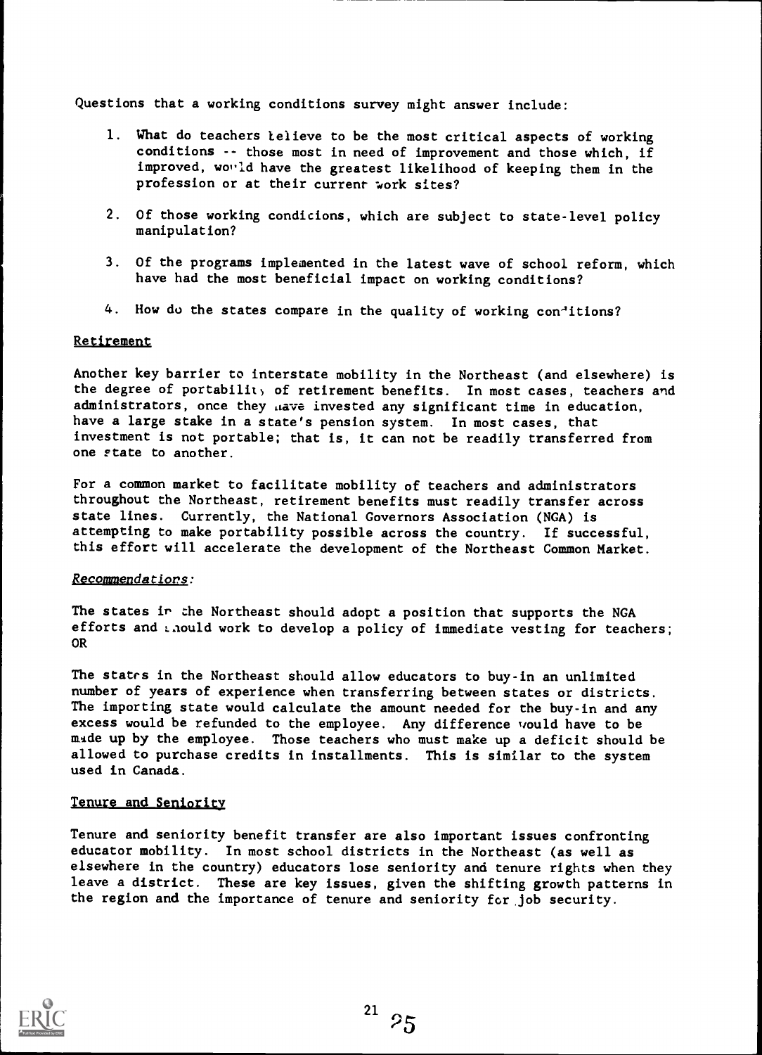Questions that a working conditions survey might answer include:

1. What do teachers believe to be the most critical aspects of working conditions -- those most in need of improvement and those which, if improved, would have the greatest likelihood of keeping them in the profession or at their current work sites?

2. Of those working conditions, which are subject to state-level policy manipulation?

3. Of the programs implemented in the latest wave of school reform, which have had the most beneficial impact on working conditions?

4. How do the states compare in the quality of working conditions?

## Retirement

Another key barrier to interstate mobility in the Northeast (and elsewhere) is the degree of portability of retirement benefits. In most cases, teachers and administrators, once they have invested any significant time in education, have a large stake in a state's pension system. In most cases, that investment is not portable; that is, it can not be readily transferred from one state to another.

For a common market to facilitate mobility of teachers and administrators throughout the Northeast, retirement benefits must readily transfer across state lines. Currently, the National Governors Association (NGA) is attempting to make portability possible across the country. If successful, this effort will accelerate the development of the Northeast Common Market.

### *Recommendations:*

The states in the Northeast should adopt a position that supports the NGA efforts and should work to develop a policy of immediate vesting for teachers; OR

The states in the Northeast should allow educators to buy-in an unlimited number of years of experience when transferring between states or districts. The importing state would calculate the amount needed for the buy-in and any excess would be refunded to the employee. Any difference would have to be made up by the employee. Those teachers who must make up a deficit should be allowed to purchase credits in installments. This is similar to the system used in Canada.

## Tenure and Seniority

Tenure and seniority benefit transfer are also important issues confronting educator mobility. In most school districts in the Northeast (as well as elsewhere in the country) educators lose seniority and tenure rights when they leave a district. These are key issues, given the shifting growth patterns in the region and the importance of tenure and seniority for job security.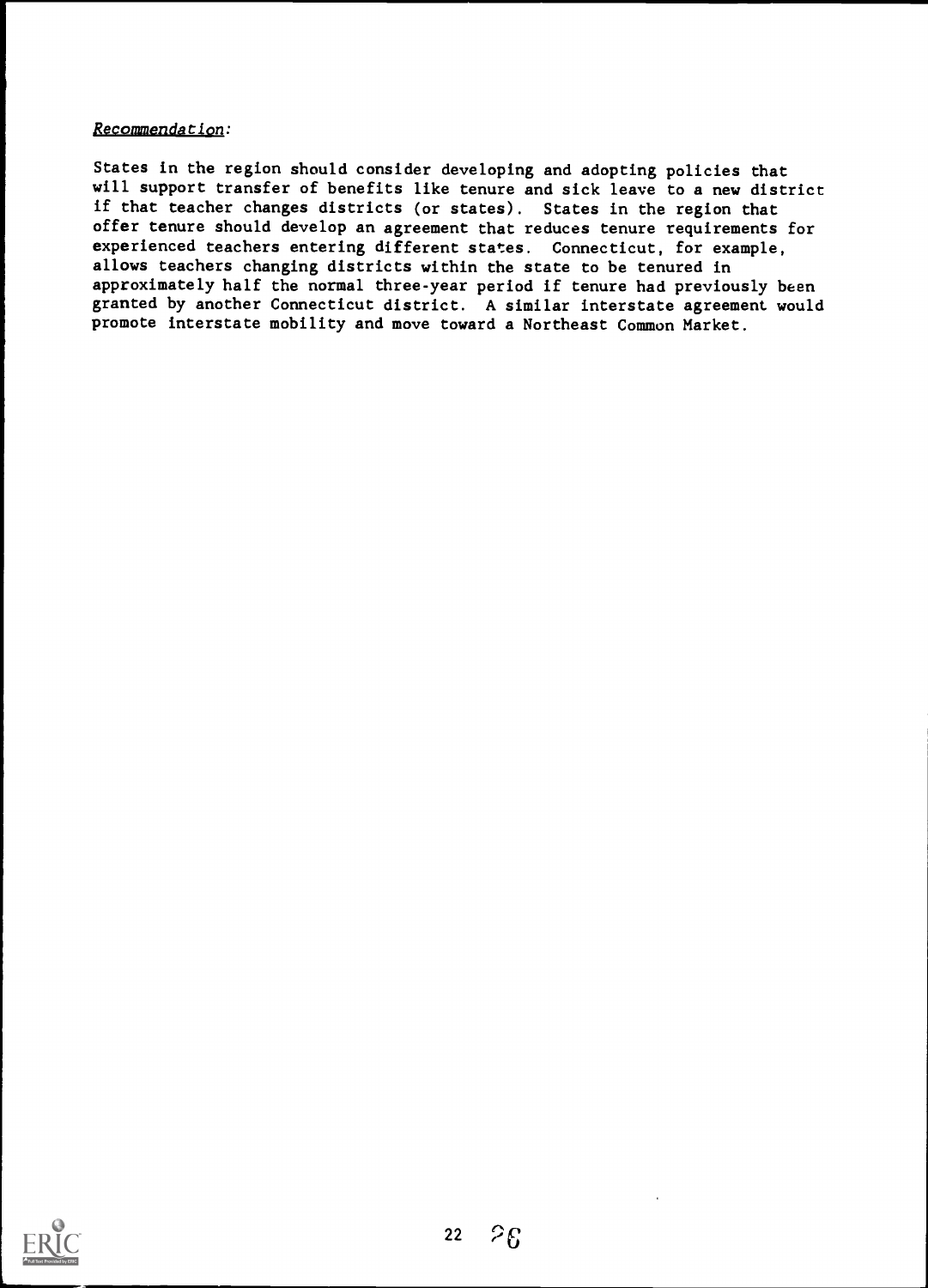*Recommendation:*

States in the region should consider developing and adopting policies that will support transfer of benefits like tenure and sick leave to a new district if that teacher changes districts (or states). States in the region that offer tenure should develop an agreement that reduces tenure requirements for experienced teachers entering different states. Connecticut, for example, allows teachers changing districts within the state to be tenured in approximately half the normal three-year period if tenure had previously been granted by another Connecticut district. A similar interstate agreement would promote interstate mobility and move toward a Northeast Common Market.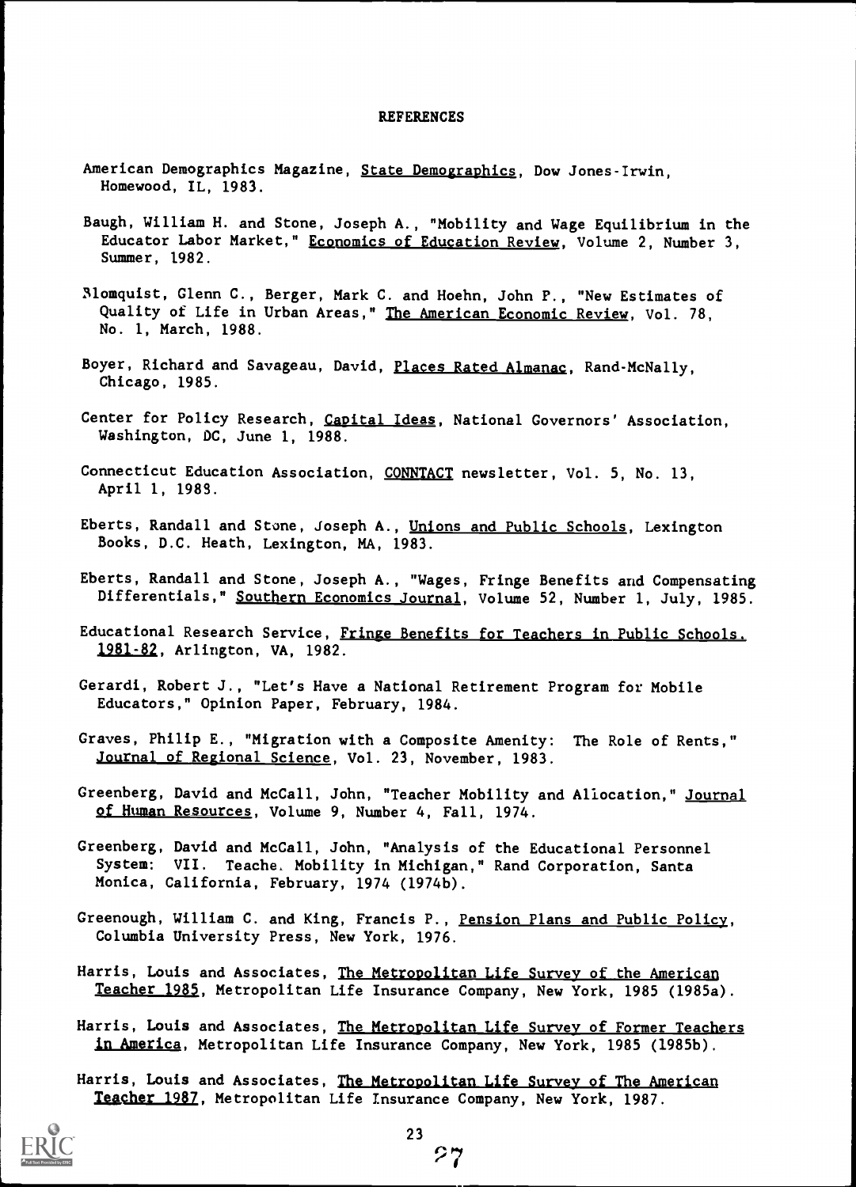# REFERENCES

American Demographics Magazine, State Demographics, Dow Jones-Irwin, Homewood, IL, 1983.

Baugh, William H. and Stone, Joseph A., "Mobility and Wage Equilibrium in the Educator Labor Market," Economics of Education Review, Volume 2, Number 3, Summer, 1982.

Blomquist, Glenn C., Berger, Mark C. and Hoehn, John P., "New Estimates of Quality of Life in Urban Areas," The American Economic Review, Vol. 78, No. 1, March, 1988.

Boyer, Richard and Savageau, David, Places Rated Almanac, Rand-McNally, Chicago, 1985.

Center for Policy Research, Capital Ideas, National Governors' Association, Washington, DC, June 1, 1988.

Connecticut Education Association, CONNTACT newsletter, Vol. 5, No. 13, April 1, 1988.

Eberts, Randall and Stone, Joseph A., Unions and Public Schools, Lexington Books, D.C. Heath, Lexington, MA, 1983.

Eberts, Randall and Stone, Joseph A., "Wages, Fringe Benefits and Compensating Differentials," Southern Economics Journal, Volume 52, Number 1, July, 1985.

Educational Research Service, Fringe Benefits for Teachers in Public Schools, 1981-82, Arlington, VA, 1982.

Gerardi, Robert J., "Let's Have a National Retirement Program for Mobile Educators," Opinion Paper, February, 1984.

Graves, Philip E., "Migration with a Composite Amenity: The Role of Rents," Journal of Regional Science, Vol. 23, November, 1983.

Greenberg, David and McCall, John, "Teacher Mobility and Allocation," Journal of Human Resources, Volume 9, Number 4, Fall, 1974.

Greenberg, David and McCall, John, "Analysis of the Educational Personnel System: VII. Teacher Mobility in Michigan," Rand Corporation, Santa Monica, California, February, 1974 (1974b).

Greenough, William C. and King, Francis P., Pension Plans and Public Policy, Columbia University Press, New York, 1976.

Harris, Louis and Associates, The Metropolitan Life Survey of the American Teacher 1985, Metropolitan Life Insurance Company, New York, 1985 (1985a).

Harris, Louis and Associates, The Metropolitan Life Survey of Former Teachers in America, Metropolitan Life Insurance Company, New York, 1985 (1985b).

Harris, Louis and Associates, The Metropolitan Life Survey of The American Teacher 1987, Metropolitan Life Insurance Company, New York, 1987.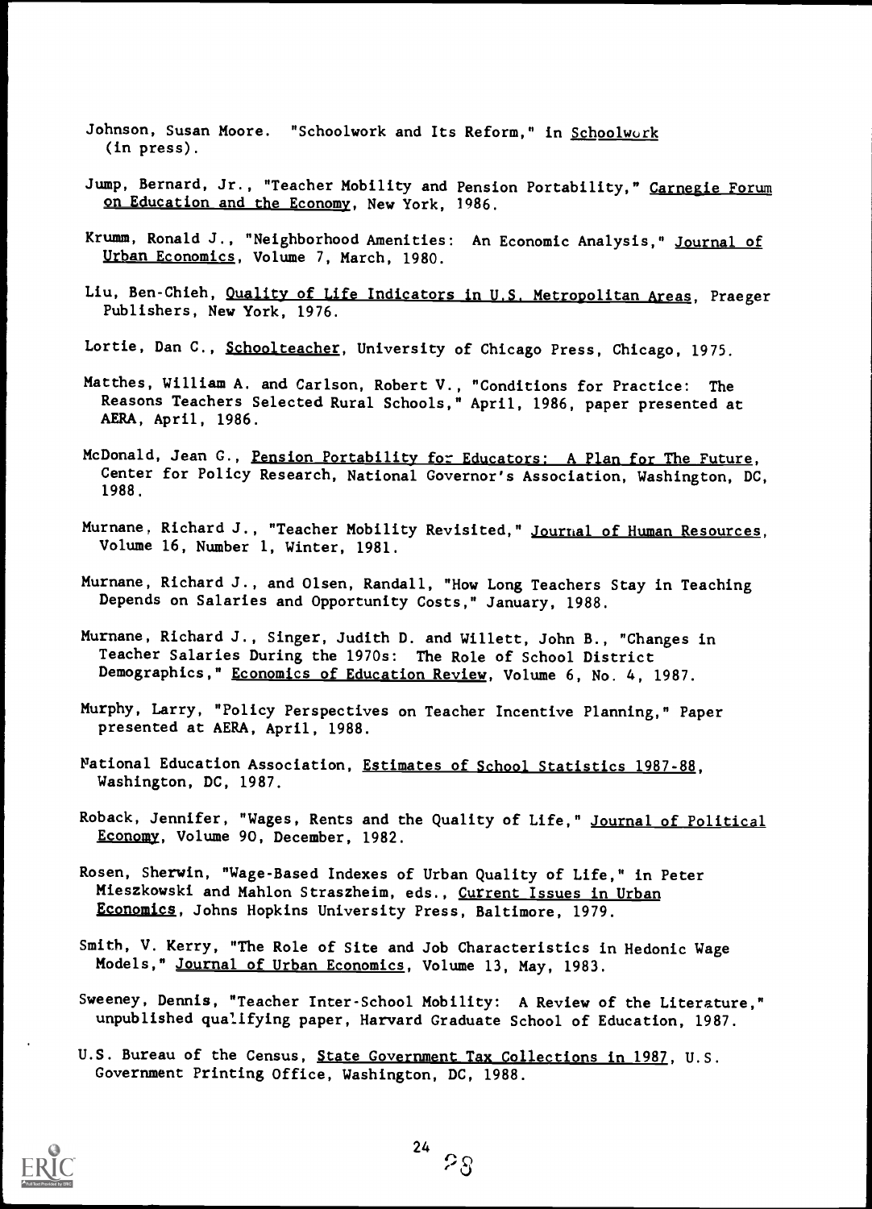Johnson, Susan Moore. "Schoolwork and Its Reform," in Schoolwork (in press).

Jump, Bernard, Jr., "Teacher Mobility and Pension Portability," Carnegie Forum on Education and the Economy, New York, 1986.

Krumm, Ronald J., "Neighborhood Amenities: An Economic Analysis," Journal of Urban Economics, Volume 7, March, 1980.

Liu, Ben-Chieh, Quality of Life Indicators in U.S. Metropolitan Areas, Praeger Publishers, New York, 1976.

Lortie, Dan C., Schoolteacher, University of Chicago Press, Chicago, 1975.

Matthes, William A. and Carlson, Robert V., "Conditions for Practice: The Reasons Teachers Selected Rural Schools," April, 1986, paper presented at AERA, April, 1986.

McDonald, Jean G., Pension Portability for Educators: A Plan for The Future, Center for Policy Research, National Governor's Association, Washington, DC, 1988.

Murnane, Richard J., "Teacher Mobility Revisited," Journal of Human Resources, Volume 16, Number 1, Winter, 1981.

Murnane, Richard J., and Olsen, Randall, "How Long Teachers Stay in Teaching Depends on Salaries and Opportunity Costs," January, 1988.

Murnane, Richard J., Singer, Judith D. and Willett, John B., "Changes in Teacher Salaries During the 1970s: The Role of School District Demographics," Economics of Education Review, Volume 6, No. 4, 1987.

Murphy, Larry, "Policy Perspectives on Teacher Incentive Planning," Paper presented at AERA, April, 1988.

National Education Association, Estimates of School Statistics 1987-88, Washington, DC, 1987.

Roback, Jennifer, "Wages, Rents and the Quality of Life," Journal of Political Economy, Volume 90, December, 1982.

Rosen, Sherwin, "Wage-Based Indexes of Urban Quality of Life," in Peter Mieszkowski and Mahlon Straszheim, eds., Current Issues in Urban Economics, Johns Hopkins University Press, Baltimore, 1979.

Smith, V. Kerry, "The Role of Site and Job Characteristics in Hedonic Wage Models," Journal of Urban Economics, Volume 13, May, 1983.

Sweeney, Dennis, "Teacher Inter-School Mobility: A Review of the Literature," unpublished qualifying paper, Harvard Graduate School of Education, 1987.

U.S. Bureau of the Census, State Government Tax Collections in 1987, U.S. Government Printing Office, Washington, DC, 1988.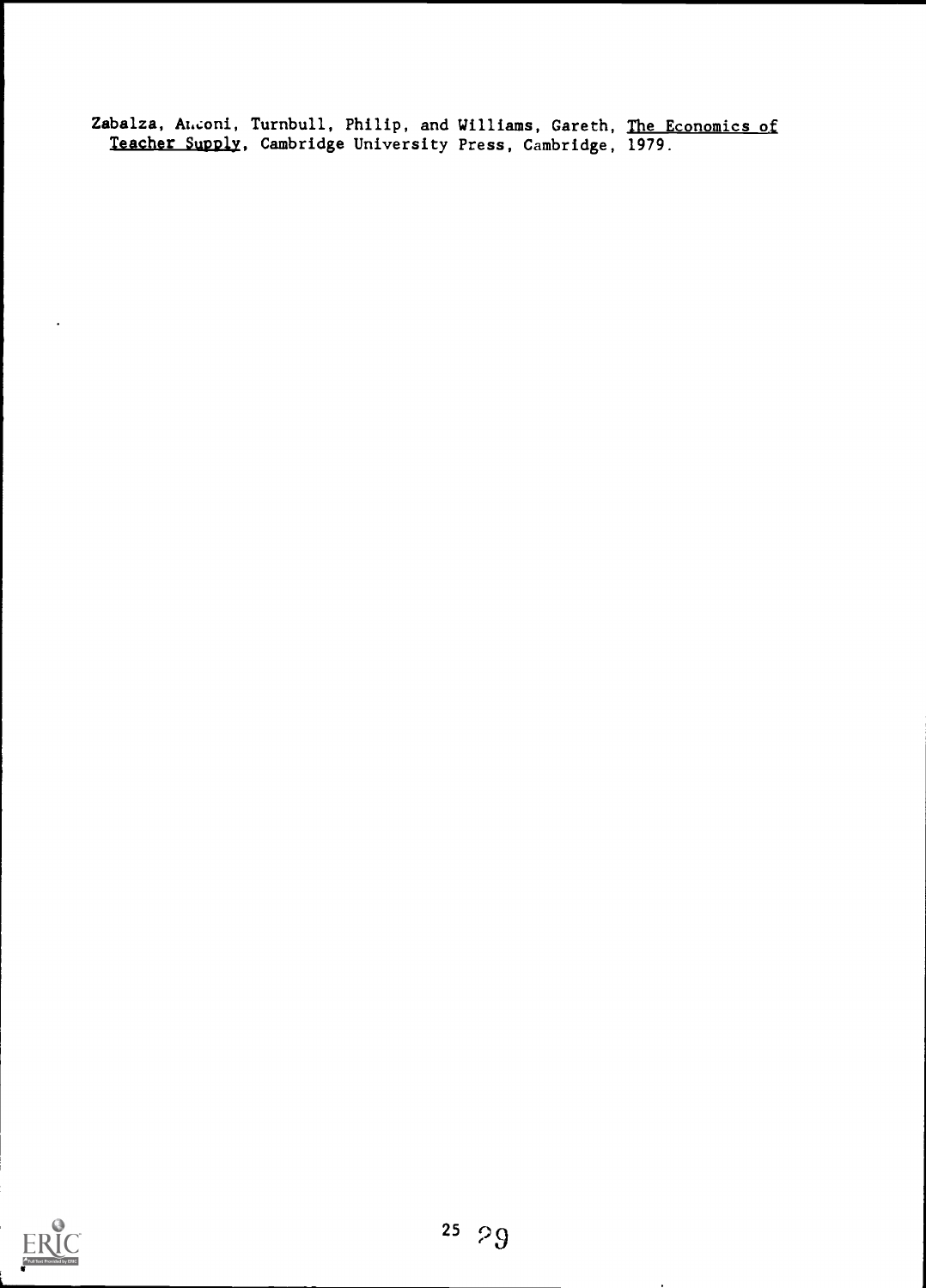Zabalza, Antoni, Turnbull, Philip, and Williams, Gareth, The Economics of Teacher Supply, Cambridge University Press, Cambridge, 1979.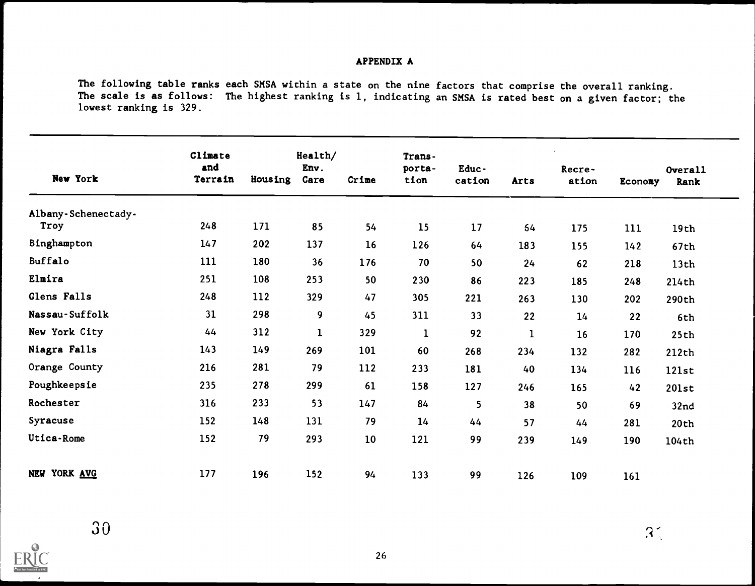# APPENDIX A

The following table ranks each SMSA within a state on the nine factors that comprise the overall ranking. The scale is as follows: The highest ranking is 1, indicating an SMSA is rated best on a given factor; the lowest ranking is 329.

| New York | Climate and Terrain | Housing | Health/ Env. Care | Crime | Trans-porta-tion | Educ-cation | Arts | Recre-ation | Economy | Overall Rank |
|---|---|---|---|---|---|---|---|---|---|---|
| Albany-Schenectady-Troy | 248 | 171 | 85 | 54 | 15 | 17 | 64 | 175 | 111 | 19th |
| Binghampton | 147 | 202 | 137 | 16 | 126 | 64 | 183 | 155 | 142 | 67th |
| Buffalo | 111 | 180 | 36 | 176 | 70 | 50 | 24 | 62 | 218 | 13th |
| Elmira | 251 | 108 | 253 | 50 | 230 | 86 | 223 | 185 | 248 | 214th |
| Glens Falls | 248 | 112 | 329 | 47 | 305 | 221 | 263 | 130 | 202 | 290th |
| Nassau-Suffolk | 31 | 298 | 9 | 45 | 311 | 33 | 22 | 14 | 22 | 6th |
| New York City | 44 | 312 | 1 | 329 | 1 | 92 | 1 | 16 | 170 | 25th |
| Niagra Falls | 143 | 149 | 269 | 101 | 60 | 268 | 234 | 132 | 282 | 212th |
| Orange County | 216 | 281 | 79 | 112 | 233 | 181 | 40 | 134 | 116 | 121st |
| Poughkeepsie | 235 | 278 | 299 | 61 | 158 | 127 | 246 | 165 | 42 | 201st |
| Rochester | 316 | 233 | 53 | 147 | 84 | 5 | 38 | 50 | 69 | 32nd |
| Syracuse | 152 | 148 | 131 | 79 | 14 | 44 | 57 | 44 | 281 | 20th |
| Utica-Rome | 152 | 79 | 293 | 10 | 121 | 99 | 239 | 149 | 190 | 104th |
| NEW YORK AVG | 177 | 196 | 152 | 94 | 133 | 99 | 126 | 109 | 161 | |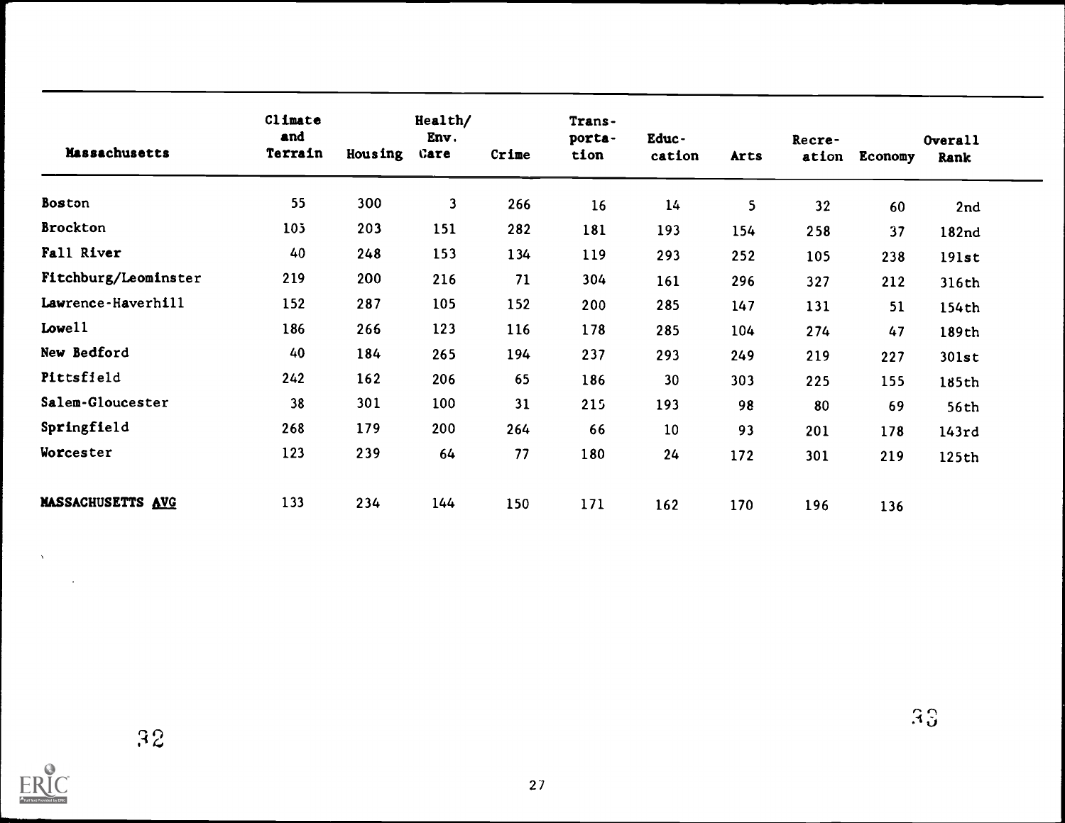| Massachusetts | Climate and Terrain | Housing | Health/ Env. Care | Crime | Trans- porta- tion | Educ- cation | Arts | Recre- ation | Economy | Overall Rank |
|---|---|---|---|---|---|---|---|---|---|---|
| Boston | 55 | 300 | 3 | 266 | 16 | 14 | 5 | 32 | 60 | 2nd |
| Brockton | 105 | 203 | 151 | 282 | 181 | 193 | 154 | 258 | 37 | 182nd |
| Fall River | 40 | 248 | 153 | 134 | 119 | 293 | 252 | 105 | 238 | 191st |
| Fitchburg/Leominster | 219 | 200 | 216 | 71 | 304 | 161 | 296 | 327 | 212 | 316th |
| Lawrence-Haverhill | 152 | 287 | 105 | 152 | 200 | 285 | 147 | 131 | 51 | 154th |
| Lowell | 186 | 266 | 123 | 116 | 178 | 285 | 104 | 274 | 47 | 189th |
| New Bedford | 40 | 184 | 265 | 194 | 237 | 293 | 249 | 219 | 227 | 301st |
| Pittsfield | 242 | 162 | 206 | 65 | 186 | 30 | 303 | 225 | 155 | 185th |
| Salem-Gloucester | 38 | 301 | 100 | 31 | 215 | 193 | 98 | 80 | 69 | 56th |
| Springfield | 268 | 179 | 200 | 264 | 66 | 10 | 93 | 201 | 178 | 143rd |
| Worcester | 123 | 239 | 64 | 77 | 180 | 24 | 172 | 301 | 219 | 125th |
| MASSACHUSETTS AVG | 133 | 234 | 144 | 150 | 171 | 162 | 170 | 196 | 136 | |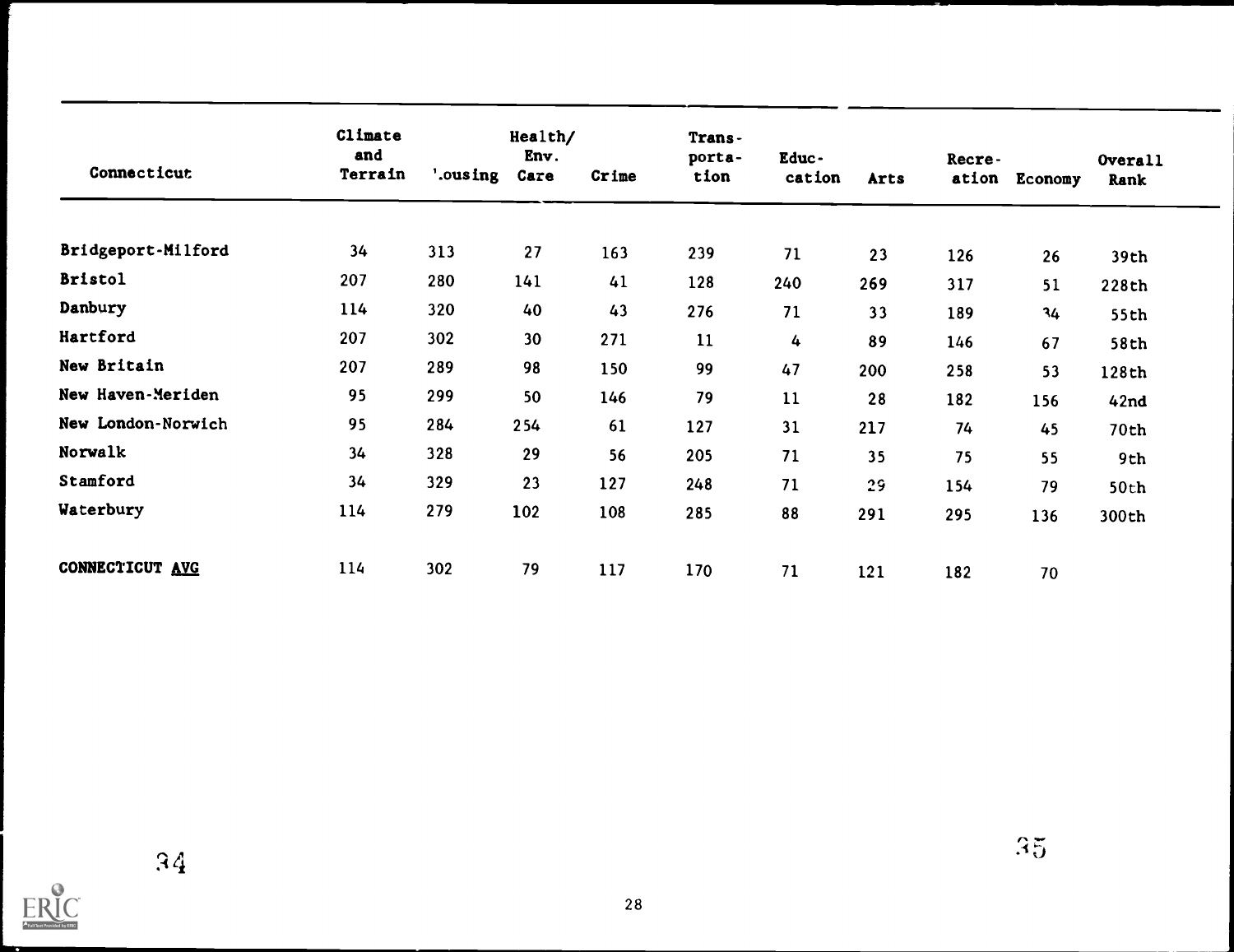| Connecticut | Climate and Terrain | Housing | Health/ Env. Care | Crime | Trans-porta-tion | Educ-cation | Arts | Recre-ation | Economy | Overall Rank |
|---|---|---|---|---|---|---|---|---|---|---|
| Bridgeport-Milford | 34 | 313 | 27 | 163 | 239 | 71 | 23 | 126 | 26 | 39th |
| Bristol | 207 | 280 | 141 | 41 | 128 | 240 | 269 | 317 | 51 | 228th |
| Danbury | 114 | 320 | 40 | 43 | 276 | 71 | 33 | 189 | 34 | 55th |
| Hartford | 207 | 302 | 30 | 271 | 11 | 4 | 89 | 146 | 67 | 58th |
| New Britain | 207 | 289 | 98 | 150 | 99 | 47 | 200 | 258 | 53 | 128th |
| New Haven-Meriden | 95 | 299 | 50 | 146 | 79 | 11 | 28 | 182 | 156 | 42nd |
| New London-Norwich | 95 | 284 | 254 | 61 | 127 | 31 | 217 | 74 | 45 | 70th |
| Norwalk | 34 | 328 | 29 | 56 | 205 | 71 | 35 | 75 | 55 | 9th |
| Stamford | 34 | 329 | 23 | 127 | 248 | 71 | 29 | 154 | 79 | 50th |
| Waterbury | 114 | 279 | 102 | 108 | 285 | 88 | 291 | 295 | 136 | 300th |
| CONNECTICUT AVG | 114 | 302 | 79 | 117 | 170 | 71 | 121 | 182 | 70 | |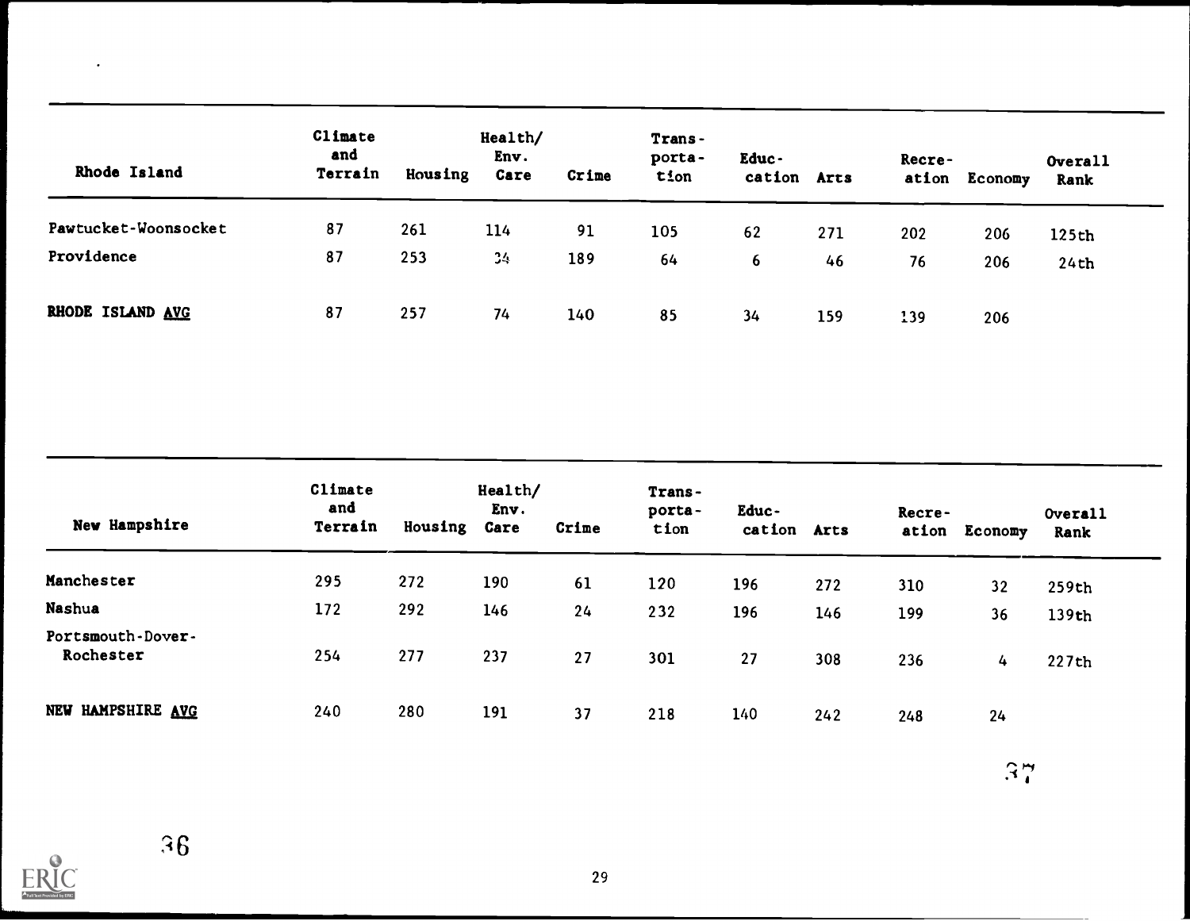| Rhode Island | Climate and Terrain | Housing | Health/ Env. Care | Crime | Trans-porta-tion | Educ-cation | Arts | Recre-ation | Economy | Overall Rank |
|---|---|---|---|---|---|---|---|---|---|---|
| Pawtucket-Woonsocket | 87 | 261 | 114 | 91 | 105 | 62 | 271 | 202 | 206 | 125th |
| Providence | 87 | 253 | 34 | 189 | 64 | 6 | 46 | 76 | 206 | 24th |
| RHODE ISLAND AVG | 87 | 257 | 74 | 140 | 85 | 34 | 159 | 139 | 206 | |

| New Hampshire | Climate and Terrain | Housing | Health/ Env. Care | Crime | Trans-porta-tion | Educ-cation | Arts | Recre-ation | Economy | Overall Rank |
|---|---|---|---|---|---|---|---|---|---|---|
| Manchester | 295 | 272 | 190 | 61 | 120 | 196 | 272 | 310 | 32 | 259th |
| Nashua | 172 | 292 | 146 | 24 | 232 | 196 | 146 | 199 | 36 | 139th |
| Portsmouth-Dover-Rochester | 254 | 277 | 237 | 27 | 301 | 27 | 308 | 236 | 4 | 227th |
| NEW HAMPSHIRE AVG | 240 | 280 | 191 | 37 | 218 | 140 | 242 | 248 | 24 | |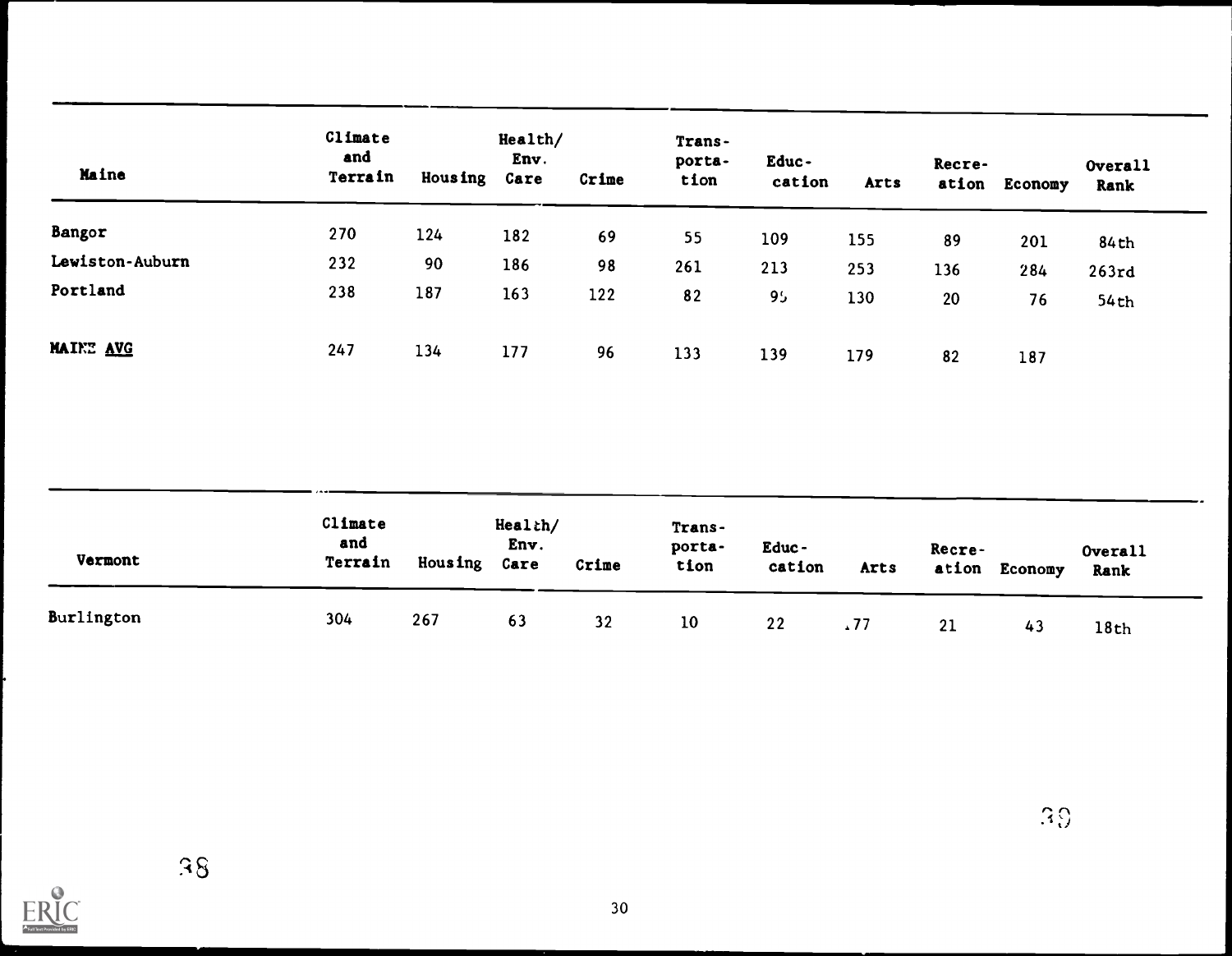| Maine | Climate and Terrain | Housing | Health/ Env. Care | Crime | Trans- porta- tion | Educ- cation | Arts | Recre- ation | Economy | Overall Rank |
|---|---|---|---|---|---|---|---|---|---|---|
| Bangor | 270 | 124 | 182 | 69 | 55 | 109 | 155 | 89 | 201 | 84th |
| Lewiston-Auburn | 232 | 90 | 186 | 98 | 261 | 213 | 253 | 136 | 284 | 263rd |
| Portland | 238 | 187 | 163 | 122 | 82 | 95 | 130 | 20 | 76 | 54th |
| MAINE AVG | 247 | 134 | 177 | 96 | 133 | 139 | 179 | 82 | 187 | |

| Vermont | Climate and Terrain | Housing | Health/ Env. Care | Crime | Trans- porta- tion | Educ- cation | Arts | Recre- ation | Economy | Overall Rank |
|---|---|---|---|---|---|---|---|---|---|---|
| Burlington | 304 | 267 | 63 | 32 | 10 | 22 | 177 | 21 | 43 | 18th |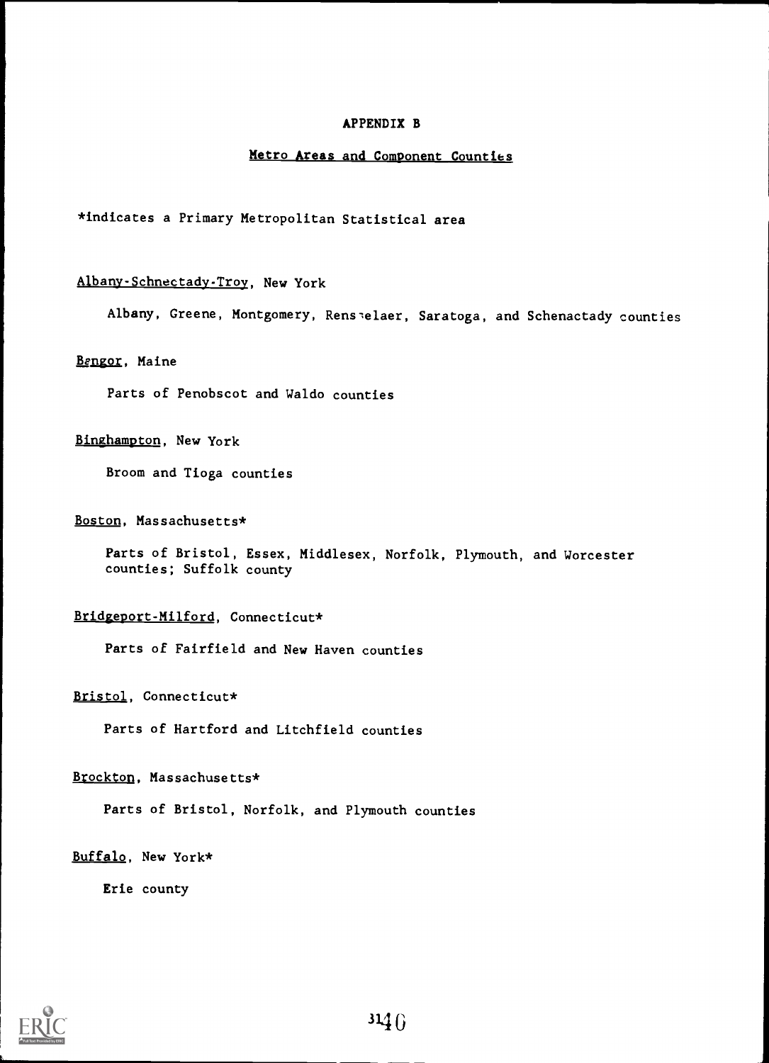# APPENDIX B

## Metro Areas and Component Counties

*indicates a Primary Metropolitan Statistical area

Albany-Schnectady-Troy, New York

Albany, Greene, Montgomery, Rensselaer, Saratoga, and Schenactady counties

Bangor, Maine

Parts of Penobscot and Waldo counties

Binghampton, New York

Broom and Tioga counties

Boston, Massachusetts*

Parts of Bristol, Essex, Middlesex, Norfolk, Plymouth, and Worcester counties; Suffolk county

Bridgeport-Milford, Connecticut*

Parts of Fairfield and New Haven counties

Bristol, Connecticut*

Parts of Hartford and Litchfield counties

Brockton, Massachusetts*

Parts of Bristol, Norfolk, and Plymouth counties

Buffalo, New York*

Erie county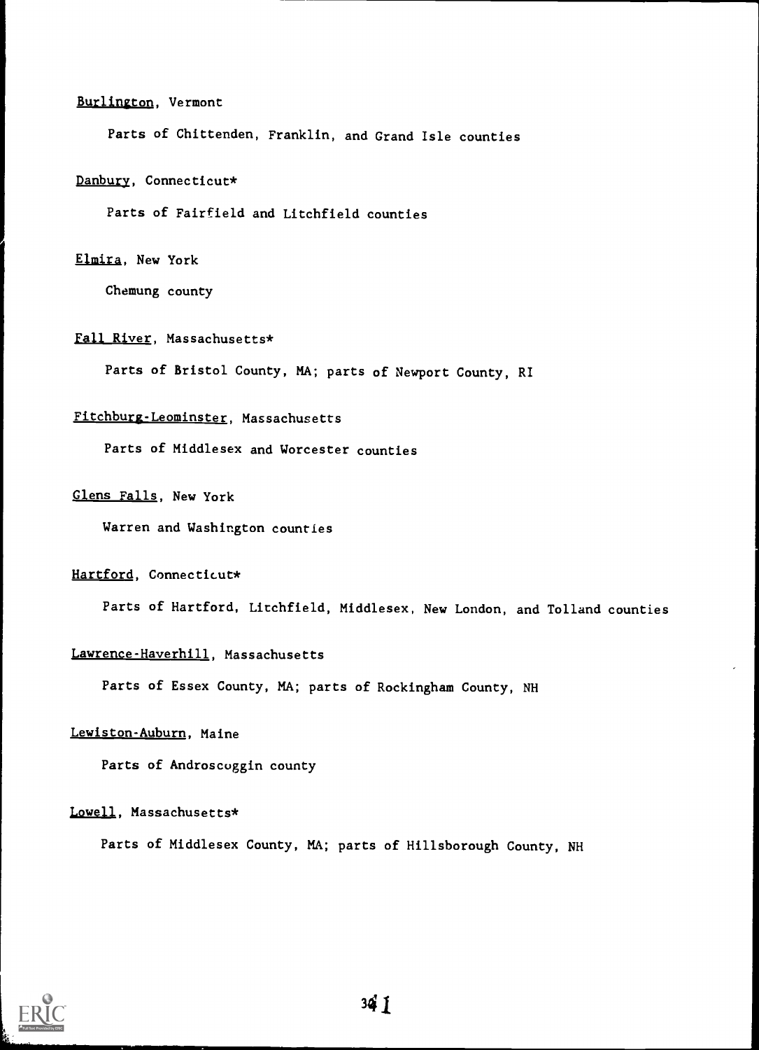<u>Burlington</u>, Vermont

Parts of Chittenden, Franklin, and Grand Isle counties

<u>Danbury</u>, Connecticut*

Parts of Fairfield and Litchfield counties

<u>Elmira</u>, New York

Chemung county

<u>Fall River</u>, Massachusetts*

Parts of Bristol County, MA; parts of Newport County, RI

<u>Fitchburg-Leominster</u>, Massachusetts

Parts of Middlesex and Worcester counties

<u>Glens Falls</u>, New York

Warren and Washington counties

<u>Hartford</u>, Connecticut*

Parts of Hartford, Litchfield, Middlesex, New London, and Tolland counties

<u>Lawrence-Haverhill</u>, Massachusetts

Parts of Essex County, MA; parts of Rockingham County, NH

<u>Lewiston-Auburn</u>, Maine

Parts of Androscoggin county

<u>Lowell</u>, Massachusetts*

Parts of Middlesex County, MA; parts of Hillsborough County, NH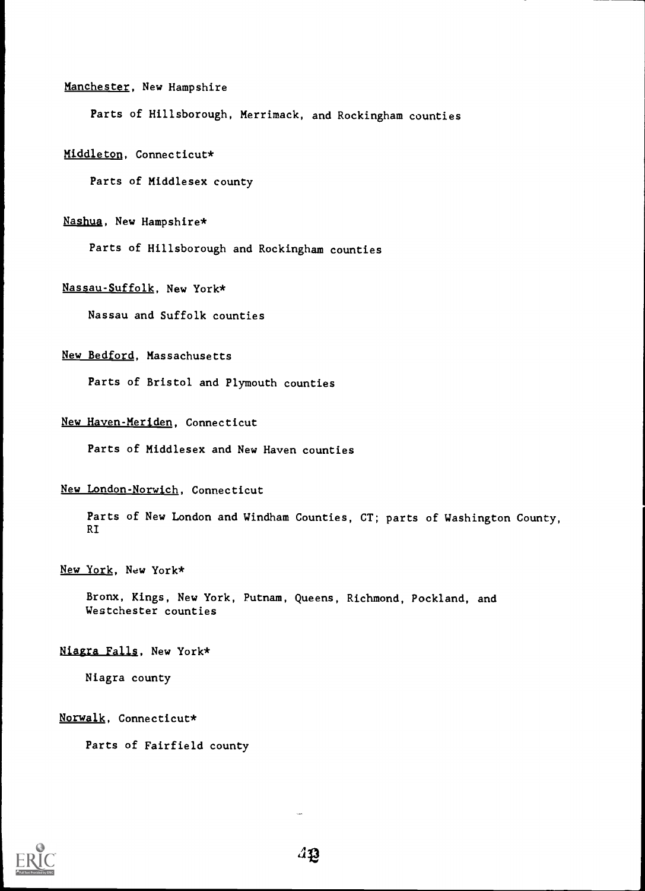Manchester, New Hampshire

Parts of Hillsborough, Merrimack, and Rockingham counties

Middleton, Connecticut*

Parts of Middlesex county

Nashua, New Hampshire*

Parts of Hillsborough and Rockingham counties

Nassau-Suffolk, New York*

Nassau and Suffolk counties

New Bedford, Massachusetts

Parts of Bristol and Plymouth counties

New Haven-Meriden, Connecticut

Parts of Middlesex and New Haven counties

New London-Norwich, Connecticut

Parts of New London and Windham Counties, CT; parts of Washington County, RI

New York, New York*

Bronx, Kings, New York, Putnam, Queens, Richmond, Pockland, and Westchester counties

Niagra Falls, New York*

Niagra county

Norwalk, Connecticut*

Parts of Fairfield county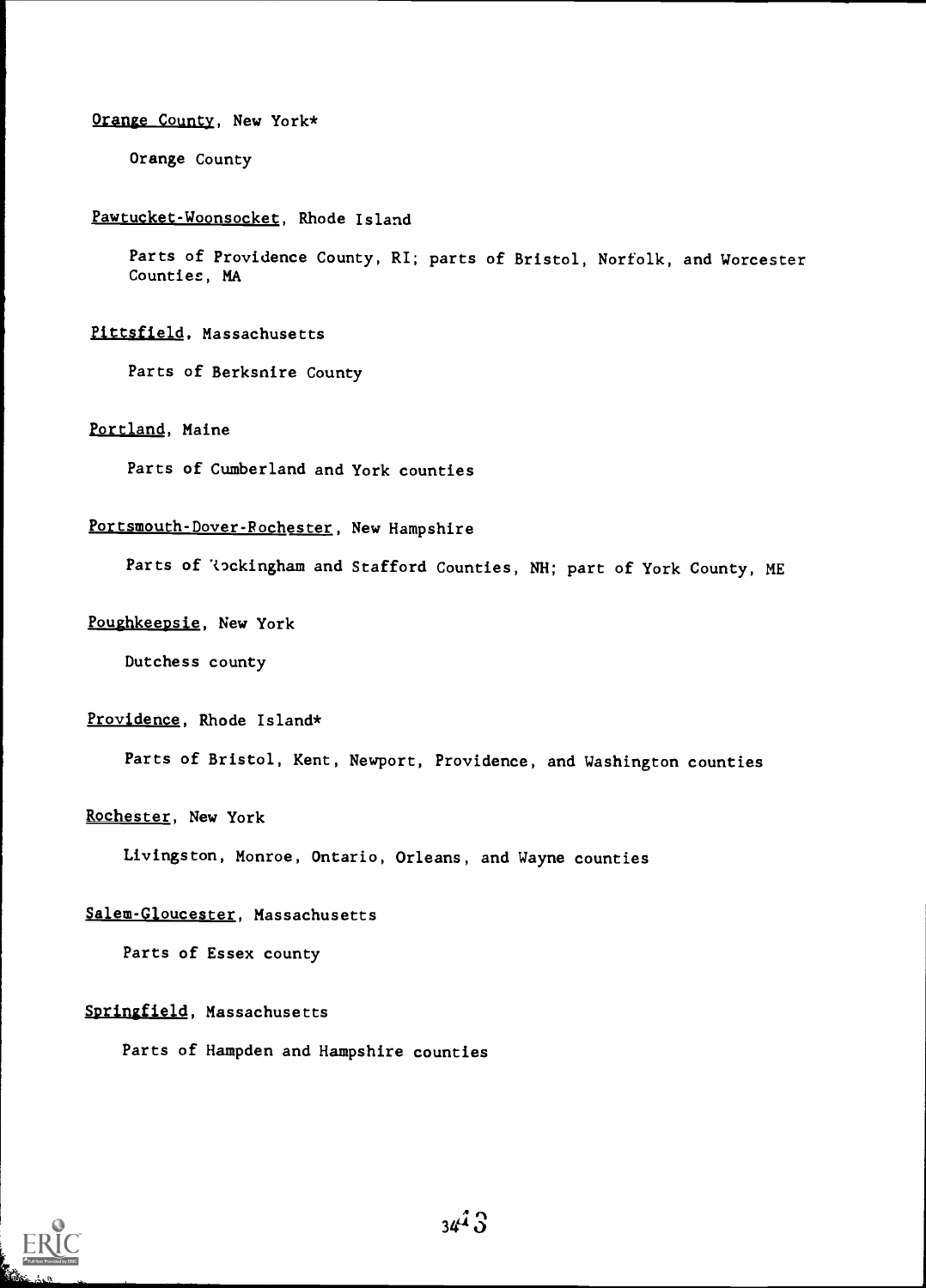Orange County, New York*

Orange County

Pawtucket-Woonsocket, Rhode Island

Parts of Providence County, RI; parts of Bristol, Norfolk, and Worcester Counties, MA

Pittsfield, Massachusetts

Parts of Berksnire County

Portland, Maine

Parts of Cumberland and York counties

Portsmouth-Dover-Rochester, New Hampshire

Parts of Rockingham and Stafford Counties, NH; part of York County, ME

Poughkeepsie, New York

Dutchess county

Providence, Rhode Island*

Parts of Bristol, Kent, Newport, Providence, and Washington counties

Rochester, New York

Livingston, Monroe, Ontario, Orleans, and Wayne counties

Salem-Gloucester, Massachusetts

Parts of Essex county

Springfield, Massachusetts

Parts of Hampden and Hampshire counties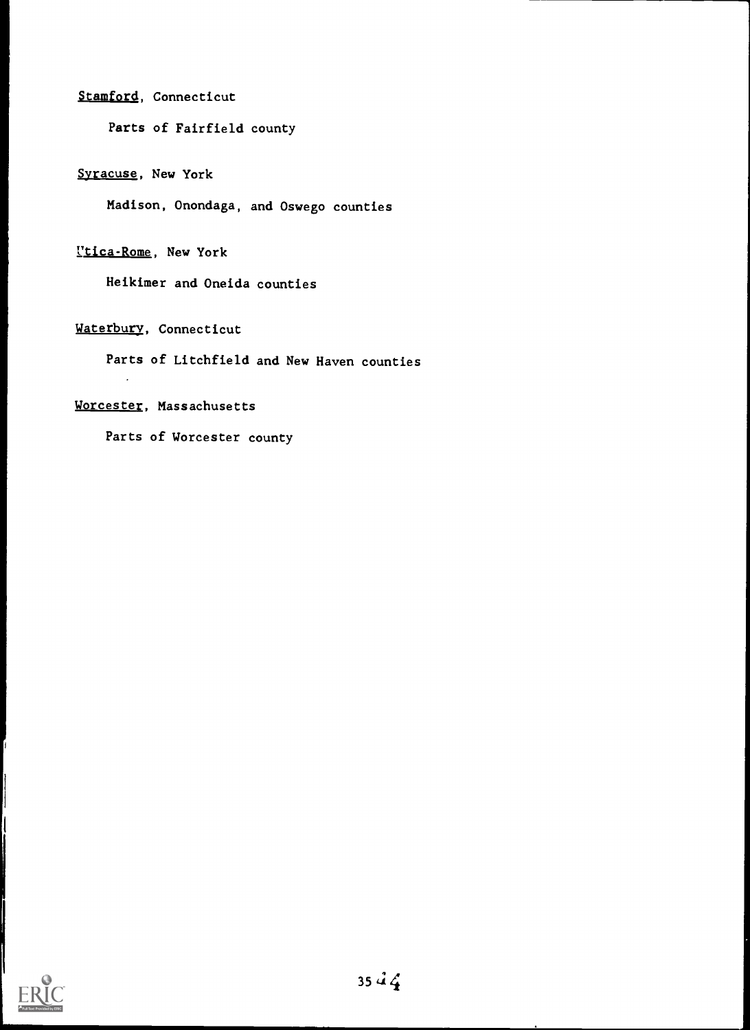Stamford, Connecticut

Parts of Fairfield county

Syracuse, New York

Madison, Onondaga, and Oswego counties

Utica-Rome, New York

Heikimer and Oneida counties

Waterbury, Connecticut

Parts of Litchfield and New Haven counties

Worcester, Massachusetts

Parts of Worcester county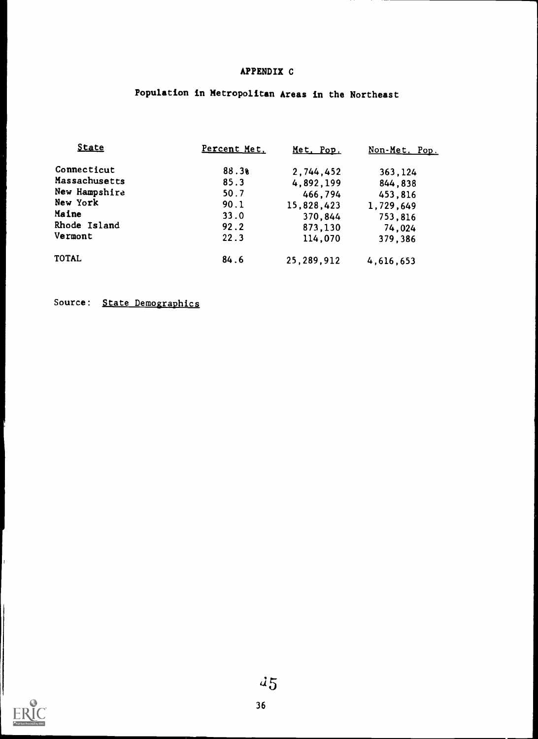# APPENDIX C

## Population in Metropolitan Areas in the Northeast

| State | Percent Met. | Met. Pop. | Non-Met. Pop. |
|---|---|---|---|
| Connecticut | 88.3% | 2,744,452 | 363,124 |
| Massachusetts | 85.3 | 4,892,199 | 844,838 |
| New Hampshire | 50.7 | 466,794 | 453,816 |
| New York | 90.1 | 15,828,423 | 1,729,649 |
| Maine | 33.0 | 370,844 | 753,816 |
| Rhode Island | 92.2 | 873,130 | 74,024 |
| Vermont | 22.3 | 114,070 | 379,386 |
| TOTAL | 84.6 | 25,289,912 | 4,616,653 |

Source: State Demographics